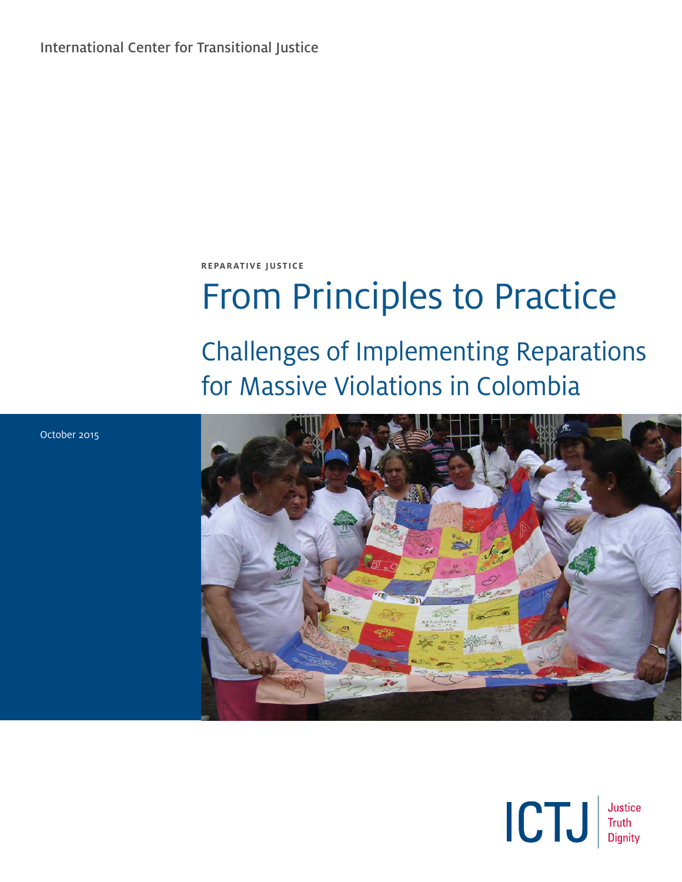International Center for Transitional Justice

**REPARATIVE JUSTICE**

# From Principles to Practice

## Challenges of Implementing Reparations for Massive Violations in Colombia

October 2015

ICTJ Justice Truth Dignity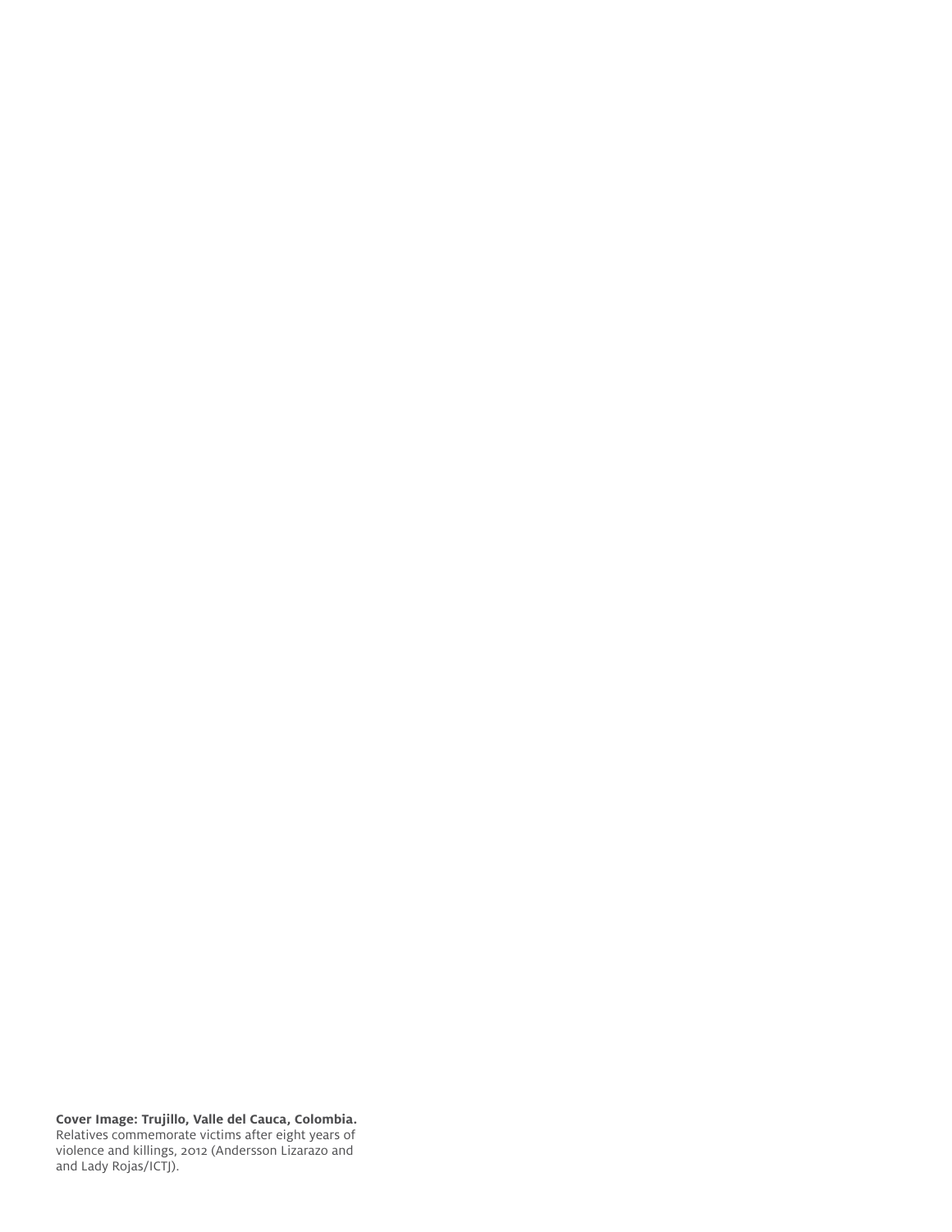**Cover Image: Trujillo, Valle del Cauca, Colombia.** Relatives commemorate victims after eight years of violence and killings, 2012 (Andersson Lizarazo and and Lady Rojas/ICTJ).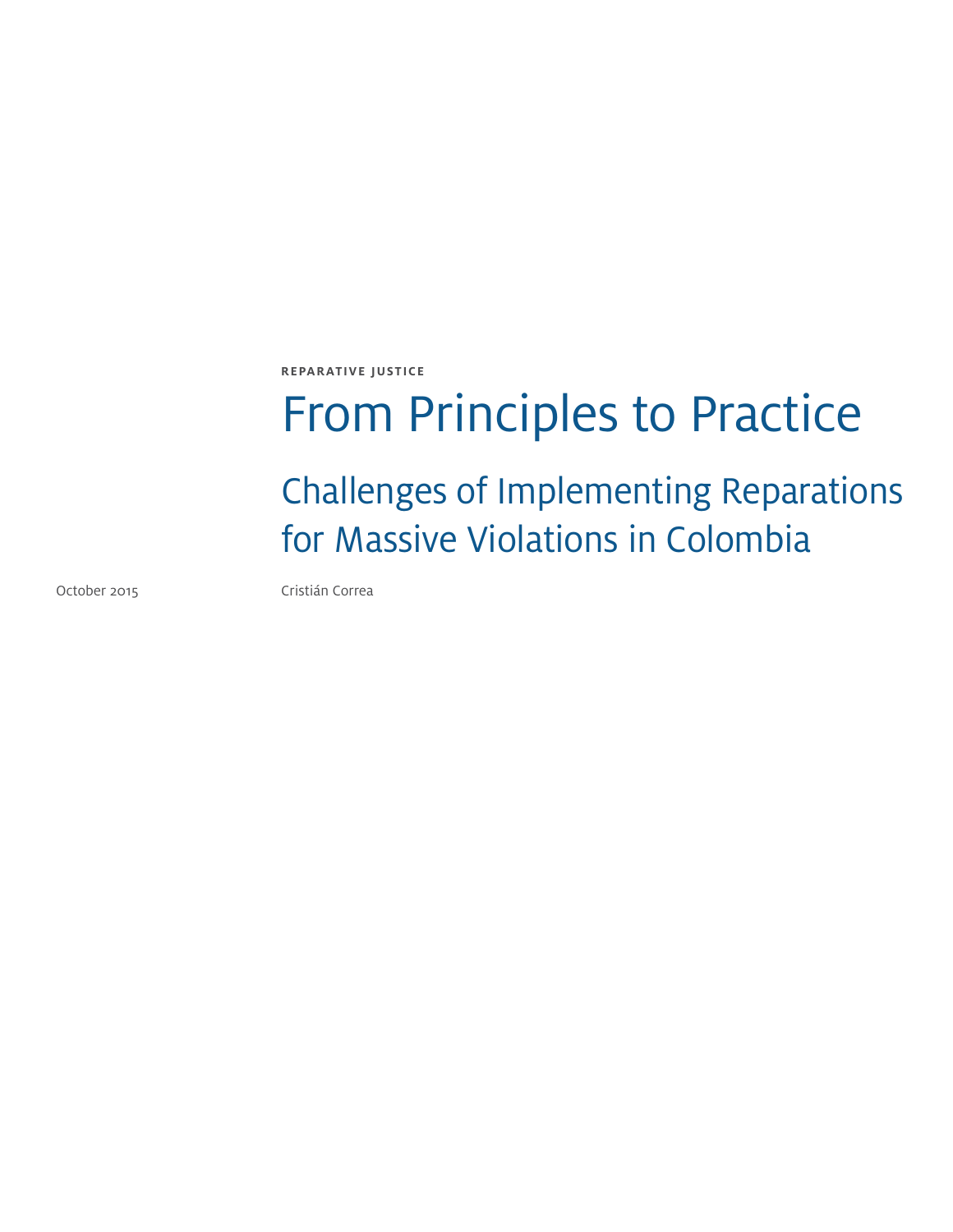REPARATIVE JUSTICE

# From Principles to Practice

## Challenges of Implementing Reparations for Massive Violations in Colombia

October 2015

Cristián Correa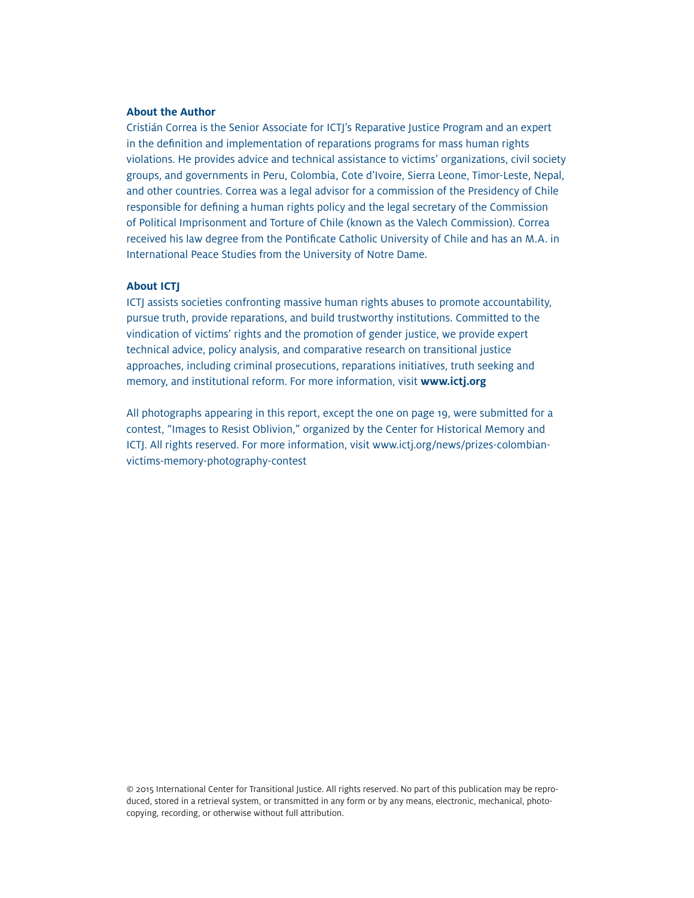## About the Author

Cristián Correa is the Senior Associate for ICTJ's Reparative Justice Program and an expert in the definition and implementation of reparations programs for mass human rights violations. He provides advice and technical assistance to victims' organizations, civil society groups, and governments in Peru, Colombia, Cote d'Ivoire, Sierra Leone, Timor-Leste, Nepal, and other countries. Correa was a legal advisor for a commission of the Presidency of Chile responsible for defining a human rights policy and the legal secretary of the Commission of Political Imprisonment and Torture of Chile (known as the Valech Commission). Correa received his law degree from the Pontificate Catholic University of Chile and has an M.A. in International Peace Studies from the University of Notre Dame.

## About ICTJ

ICTJ assists societies confronting massive human rights abuses to promote accountability, pursue truth, provide reparations, and build trustworthy institutions. Committed to the vindication of victims' rights and the promotion of gender justice, we provide expert technical advice, policy analysis, and comparative research on transitional justice approaches, including criminal prosecutions, reparations initiatives, truth seeking and memory, and institutional reform. For more information, visit **www.ictj.org**

All photographs appearing in this report, except the one on page 19, were submitted for a contest, "Images to Resist Oblivion," organized by the Center for Historical Memory and ICTJ. All rights reserved. For more information, visit www.ictj.org/news/prizes-colombian-victims-memory-photography-contest

© 2015 International Center for Transitional Justice. All rights reserved. No part of this publication may be reproduced, stored in a retrieval system, or transmitted in any form or by any means, electronic, mechanical, photocopying, recording, or otherwise without full attribution.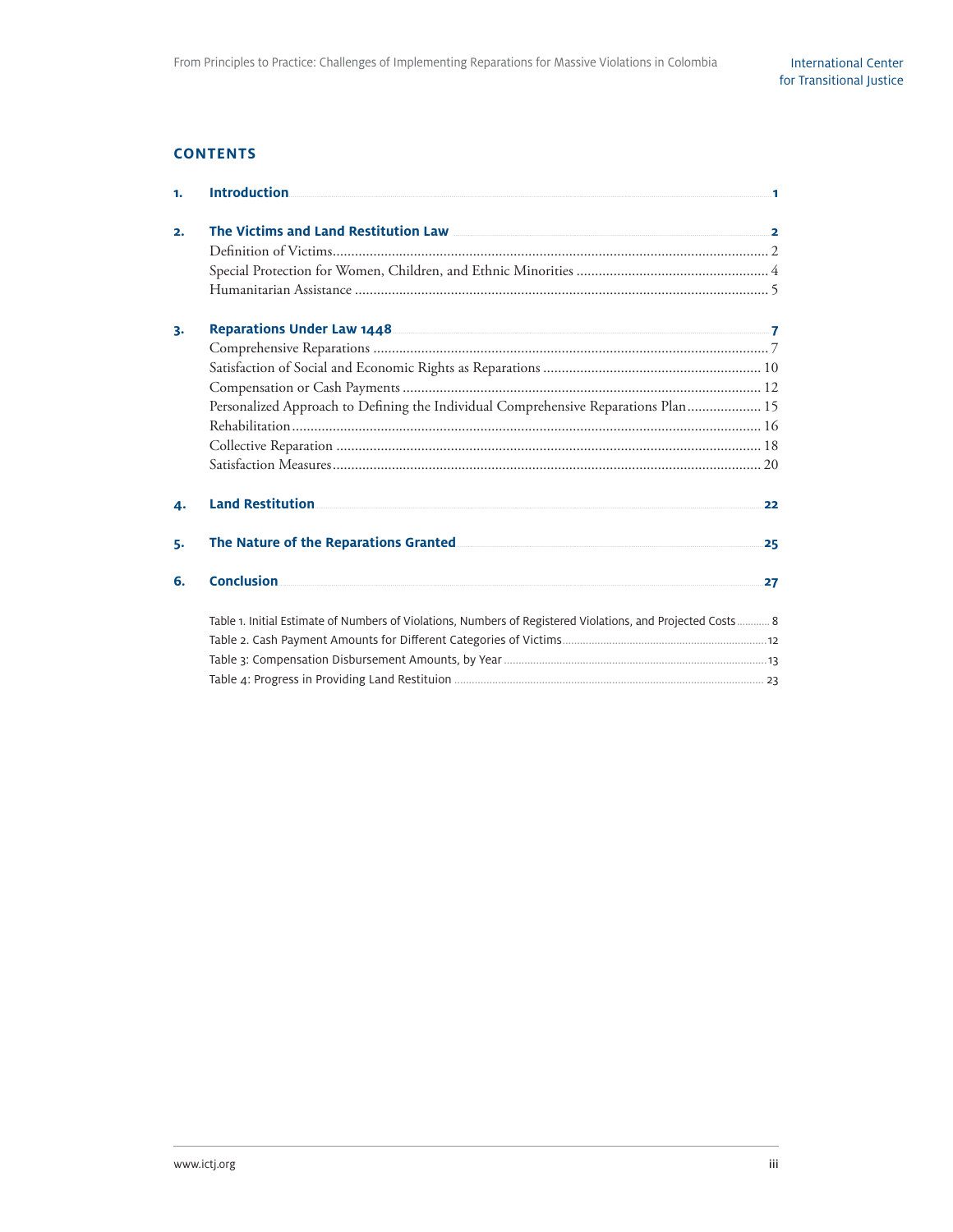## CONTENTS

1. **Introduction** 1

2. **The Victims and Land Restitution Law** 2
   - Definition of Victims 2
   - Special Protection for Women, Children, and Ethnic Minorities 4
   - Humanitarian Assistance 5

3. **Reparations Under Law 1448** 7
   - Comprehensive Reparations 7
   - Satisfaction of Social and Economic Rights as Reparations 10
   - Compensation or Cash Payments 12
   - Personalized Approach to Defining the Individual Comprehensive Reparations Plan 15
   - Rehabilitation 16
   - Collective Reparation 18
   - Satisfaction Measures 20

4. **Land Restitution** 22

5. **The Nature of the Reparations Granted** 25

6. **Conclusion** 27

Table 1. Initial Estimate of Numbers of Violations, Numbers of Registered Violations, and Projected Costs 8

Table 2. Cash Payment Amounts for Different Categories of Victims 12

Table 3: Compensation Disbursement Amounts, by Year 13

Table 4: Progress in Providing Land Restituion 23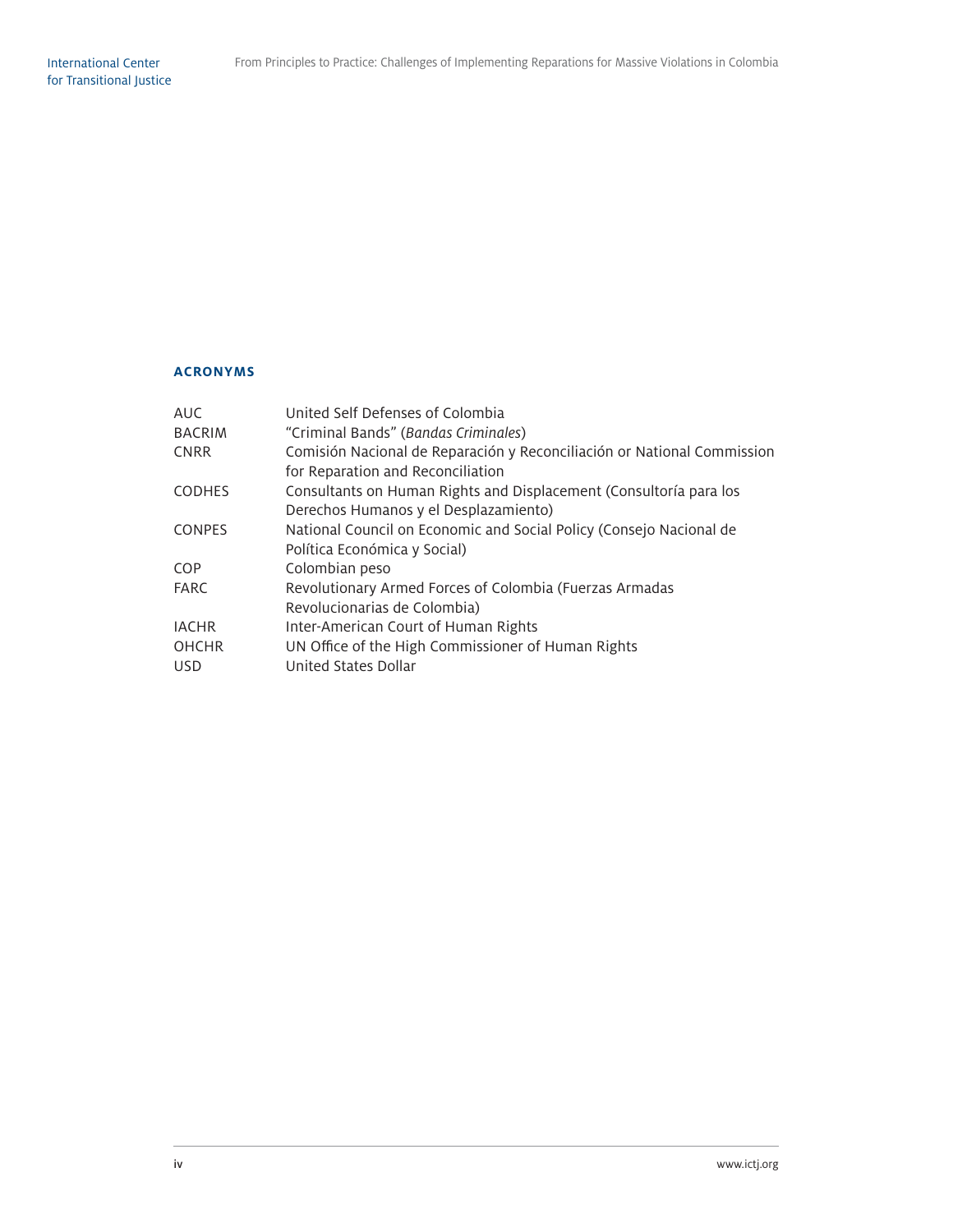## ACRONYMS

| | |
|---|---|
| AUC | United Self Defenses of Colombia |
| BACRIM | “Criminal Bands” (*Bandas Criminales*) |
| CNRR | Comisión Nacional de Reparación y Reconciliación or National Commission for Reparation and Reconciliation |
| CODHES | Consultants on Human Rights and Displacement (Consultoría para los Derechos Humanos y el Desplazamiento) |
| CONPES | National Council on Economic and Social Policy (Consejo Nacional de Política Económica y Social) |
| COP | Colombian peso |
| FARC | Revolutionary Armed Forces of Colombia (Fuerzas Armadas Revolucionarias de Colombia) |
| IACHR | Inter-American Court of Human Rights |
| OHCHR | UN Office of the High Commissioner of Human Rights |
| USD | United States Dollar |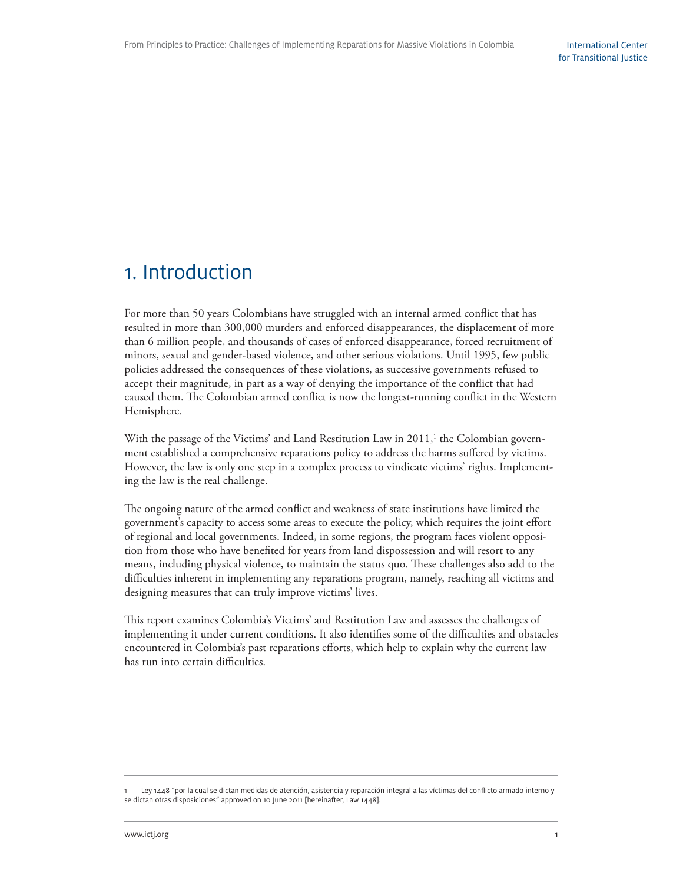# 1. Introduction

For more than 50 years Colombians have struggled with an internal armed conflict that has resulted in more than 300,000 murders and enforced disappearances, the displacement of more than 6 million people, and thousands of cases of enforced disappearance, forced recruitment of minors, sexual and gender-based violence, and other serious violations. Until 1995, few public policies addressed the consequences of these violations, as successive governments refused to accept their magnitude, in part as a way of denying the importance of the conflict that had caused them. The Colombian armed conflict is now the longest-running conflict in the Western Hemisphere.

With the passage of the Victims' and Land Restitution Law in 2011,[1] the Colombian government established a comprehensive reparations policy to address the harms suffered by victims. However, the law is only one step in a complex process to vindicate victims' rights. Implementing the law is the real challenge.

The ongoing nature of the armed conflict and weakness of state institutions have limited the government's capacity to access some areas to execute the policy, which requires the joint effort of regional and local governments. Indeed, in some regions, the program faces violent opposition from those who have benefited for years from land dispossession and will resort to any means, including physical violence, to maintain the status quo. These challenges also add to the difficulties inherent in implementing any reparations program, namely, reaching all victims and designing measures that can truly improve victims' lives.

This report examines Colombia's Victims' and Restitution Law and assesses the challenges of implementing it under current conditions. It also identifies some of the difficulties and obstacles encountered in Colombia's past reparations efforts, which help to explain why the current law has run into certain difficulties.

---

1 Ley 1448 "por la cual se dictan medidas de atención, asistencia y reparación integral a las víctimas del conflicto armado interno y se dictan otras disposiciones" approved on 10 June 2011 [hereinafter, Law 1448].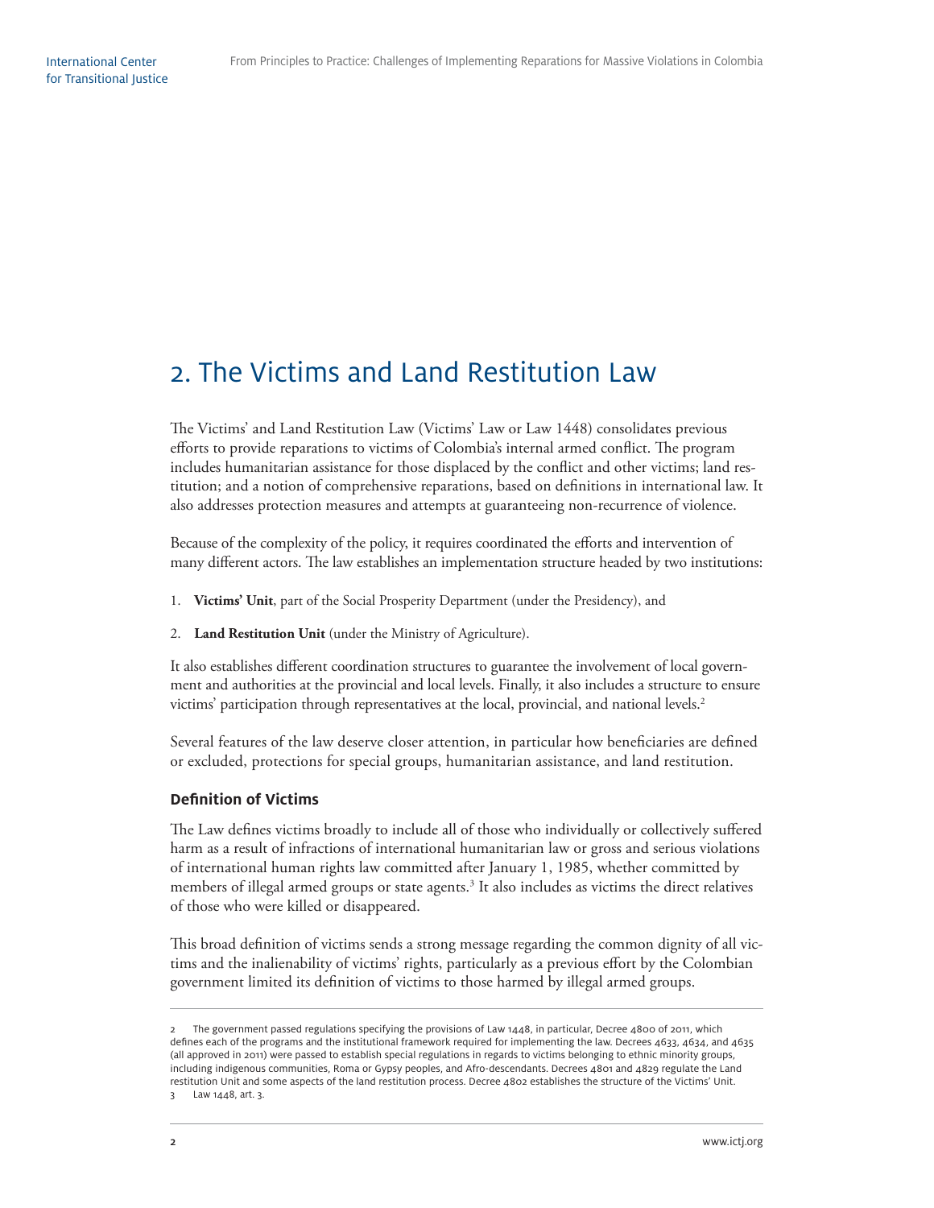# 2. The Victims and Land Restitution Law

The Victims' and Land Restitution Law (Victims' Law or Law 1448) consolidates previous efforts to provide reparations to victims of Colombia's internal armed conflict. The program includes humanitarian assistance for those displaced by the conflict and other victims; land restitution; and a notion of comprehensive reparations, based on definitions in international law. It also addresses protection measures and attempts at guaranteeing non-recurrence of violence.

Because of the complexity of the policy, it requires coordinated the efforts and intervention of many different actors. The law establishes an implementation structure headed by two institutions:

1. **Victims' Unit**, part of the Social Prosperity Department (under the Presidency), and
2. **Land Restitution Unit** (under the Ministry of Agriculture).

It also establishes different coordination structures to guarantee the involvement of local government and authorities at the provincial and local levels. Finally, it also includes a structure to ensure victims' participation through representatives at the local, provincial, and national levels.[2]

Several features of the law deserve closer attention, in particular how beneficiaries are defined or excluded, protections for special groups, humanitarian assistance, and land restitution.

### Definition of Victims

The Law defines victims broadly to include all of those who individually or collectively suffered harm as a result of infractions of international humanitarian law or gross and serious violations of international human rights law committed after January 1, 1985, whether committed by members of illegal armed groups or state agents.[3] It also includes as victims the direct relatives of those who were killed or disappeared.

This broad definition of victims sends a strong message regarding the common dignity of all victims and the inalienability of victims' rights, particularly as a previous effort by the Colombian government limited its definition of victims to those harmed by illegal armed groups.

---

2 The government passed regulations specifying the provisions of Law 1448, in particular, Decree 4800 of 2011, which defines each of the programs and the institutional framework required for implementing the law. Decrees 4633, 4634, and 4635 (all approved in 2011) were passed to establish special regulations in regards to victims belonging to ethnic minority groups, including indigenous communities, Roma or Gypsy peoples, and Afro-descendants. Decrees 4801 and 4829 regulate the Land restitution Unit and some aspects of the land restitution process. Decree 4802 establishes the structure of the Victims' Unit.

3 Law 1448, art. 3.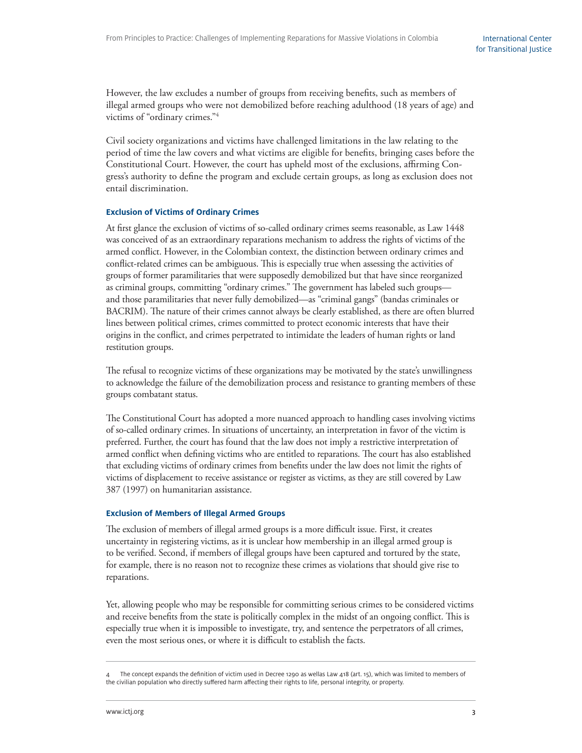However, the law excludes a number of groups from receiving benefits, such as members of illegal armed groups who were not demobilized before reaching adulthood (18 years of age) and victims of "ordinary crimes."[4]

Civil society organizations and victims have challenged limitations in the law relating to the period of time the law covers and what victims are eligible for benefits, bringing cases before the Constitutional Court. However, the court has upheld most of the exclusions, affirming Congress's authority to define the program and exclude certain groups, as long as exclusion does not entail discrimination.

### Exclusion of Victims of Ordinary Crimes

At first glance the exclusion of victims of so-called ordinary crimes seems reasonable, as Law 1448 was conceived of as an extraordinary reparations mechanism to address the rights of victims of the armed conflict. However, in the Colombian context, the distinction between ordinary crimes and conflict-related crimes can be ambiguous. This is especially true when assessing the activities of groups of former paramilitaries that were supposedly demobilized but that have since reorganized as criminal groups, committing "ordinary crimes." The government has labeled such groups—and those paramilitaries that never fully demobilized—as "criminal gangs" (bandas criminales or BACRIM). The nature of their crimes cannot always be clearly established, as there are often blurred lines between political crimes, crimes committed to protect economic interests that have their origins in the conflict, and crimes perpetrated to intimidate the leaders of human rights or land restitution groups.

The refusal to recognize victims of these organizations may be motivated by the state's unwillingness to acknowledge the failure of the demobilization process and resistance to granting members of these groups combatant status.

The Constitutional Court has adopted a more nuanced approach to handling cases involving victims of so-called ordinary crimes. In situations of uncertainty, an interpretation in favor of the victim is preferred. Further, the court has found that the law does not imply a restrictive interpretation of armed conflict when defining victims who are entitled to reparations. The court has also established that excluding victims of ordinary crimes from benefits under the law does not limit the rights of victims of displacement to receive assistance or register as victims, as they are still covered by Law 387 (1997) on humanitarian assistance.

### Exclusion of Members of Illegal Armed Groups

The exclusion of members of illegal armed groups is a more difficult issue. First, it creates uncertainty in registering victims, as it is unclear how membership in an illegal armed group is to be verified. Second, if members of illegal groups have been captured and tortured by the state, for example, there is no reason not to recognize these crimes as violations that should give rise to reparations.

Yet, allowing people who may be responsible for committing serious crimes to be considered victims and receive benefits from the state is politically complex in the midst of an ongoing conflict. This is especially true when it is impossible to investigate, try, and sentence the perpetrators of all crimes, even the most serious ones, or where it is difficult to establish the facts.

---

4 The concept expands the definition of victim used in Decree 1290 as wellas Law 418 (art. 15), which was limited to members of the civilian population who directly suffered harm affecting their rights to life, personal integrity, or property.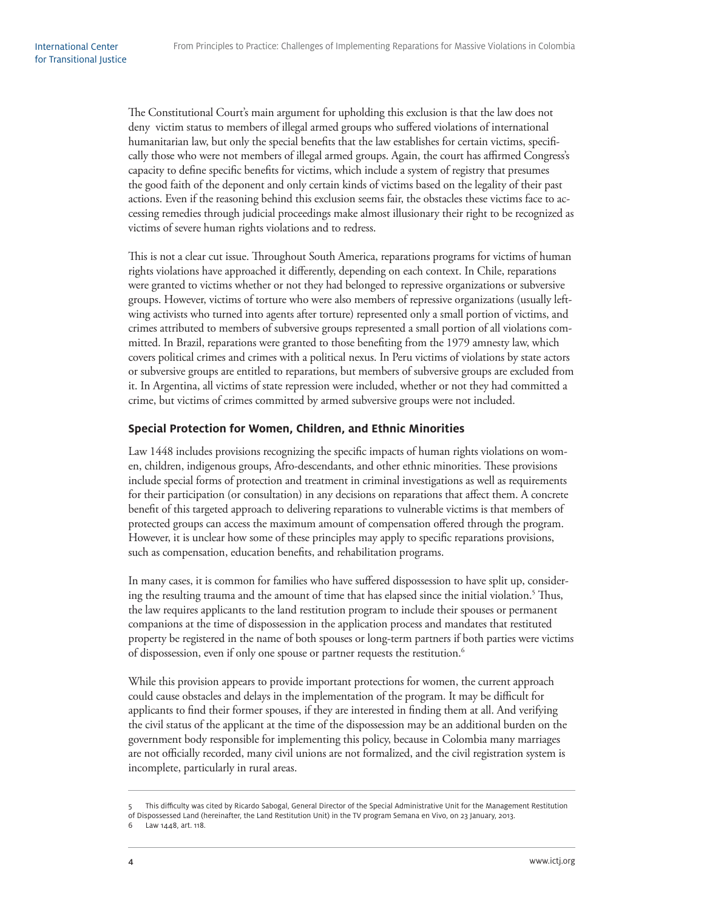The Constitutional Court's main argument for upholding this exclusion is that the law does not deny victim status to members of illegal armed groups who suffered violations of international humanitarian law, but only the special benefits that the law establishes for certain victims, specifically those who were not members of illegal armed groups. Again, the court has affirmed Congress's capacity to define specific benefits for victims, which include a system of registry that presumes the good faith of the deponent and only certain kinds of victims based on the legality of their past actions. Even if the reasoning behind this exclusion seems fair, the obstacles these victims face to accessing remedies through judicial proceedings make almost illusionary their right to be recognized as victims of severe human rights violations and to redress.

This is not a clear cut issue. Throughout South America, reparations programs for victims of human rights violations have approached it differently, depending on each context. In Chile, reparations were granted to victims whether or not they had belonged to repressive organizations or subversive groups. However, victims of torture who were also members of repressive organizations (usually left-wing activists who turned into agents after torture) represented only a small portion of victims, and crimes attributed to members of subversive groups represented a small portion of all violations committed. In Brazil, reparations were granted to those benefiting from the 1979 amnesty law, which covers political crimes and crimes with a political nexus. In Peru victims of violations by state actors or subversive groups are entitled to reparations, but members of subversive groups are excluded from it. In Argentina, all victims of state repression were included, whether or not they had committed a crime, but victims of crimes committed by armed subversive groups were not included.

### Special Protection for Women, Children, and Ethnic Minorities

Law 1448 includes provisions recognizing the specific impacts of human rights violations on women, children, indigenous groups, Afro-descendants, and other ethnic minorities. These provisions include special forms of protection and treatment in criminal investigations as well as requirements for their participation (or consultation) in any decisions on reparations that affect them. A concrete benefit of this targeted approach to delivering reparations to vulnerable victims is that members of protected groups can access the maximum amount of compensation offered through the program. However, it is unclear how some of these principles may apply to specific reparations provisions, such as compensation, education benefits, and rehabilitation programs.

In many cases, it is common for families who have suffered dispossession to have split up, considering the resulting trauma and the amount of time that has elapsed since the initial violation.[5] Thus, the law requires applicants to the land restitution program to include their spouses or permanent companions at the time of dispossession in the application process and mandates that restituted property be registered in the name of both spouses or long-term partners if both parties were victims of dispossession, even if only one spouse or partner requests the restitution.[6]

While this provision appears to provide important protections for women, the current approach could cause obstacles and delays in the implementation of the program. It may be difficult for applicants to find their former spouses, if they are interested in finding them at all. And verifying the civil status of the applicant at the time of the dispossession may be an additional burden on the government body responsible for implementing this policy, because in Colombia many marriages are not officially recorded, many civil unions are not formalized, and the civil registration system is incomplete, particularly in rural areas.

---

5 This difficulty was cited by Ricardo Sabogal, General Director of the Special Administrative Unit for the Management Restitution of Dispossessed Land (hereinafter, the Land Restitution Unit) in the TV program Semana en Vivo, on 23 January, 2013.

6 Law 1448, art. 118.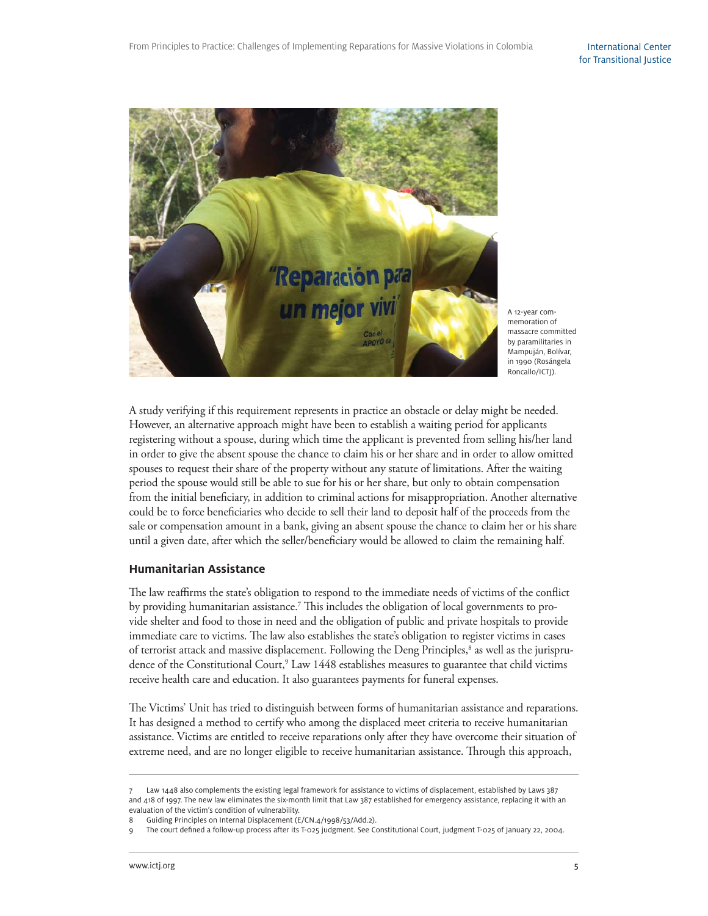A 12-year commemoration of massacre committed by paramilitaries in Mampuján, Bolívar, in 1990 (Rosángela Roncallo/ICTJ).

A study verifying if this requirement represents in practice an obstacle or delay might be needed. However, an alternative approach might have been to establish a waiting period for applicants registering without a spouse, during which time the applicant is prevented from selling his/her land in order to give the absent spouse the chance to claim his or her share and in order to allow omitted spouses to request their share of the property without any statute of limitations. After the waiting period the spouse would still be able to sue for his or her share, but only to obtain compensation from the initial beneficiary, in addition to criminal actions for misappropriation. Another alternative could be to force beneficiaries who decide to sell their land to deposit half of the proceeds from the sale or compensation amount in a bank, giving an absent spouse the chance to claim her or his share until a given date, after which the seller/beneficiary would be allowed to claim the remaining half.

### Humanitarian Assistance

The law reaffirms the state's obligation to respond to the immediate needs of victims of the conflict by providing humanitarian assistance.[7] This includes the obligation of local governments to provide shelter and food to those in need and the obligation of public and private hospitals to provide immediate care to victims. The law also establishes the state's obligation to register victims in cases of terrorist attack and massive displacement. Following the Deng Principles,[8] as well as the jurisprudence of the Constitutional Court,[9] Law 1448 establishes measures to guarantee that child victims receive health care and education. It also guarantees payments for funeral expenses.

The Victims' Unit has tried to distinguish between forms of humanitarian assistance and reparations. It has designed a method to certify who among the displaced meet criteria to receive humanitarian assistance. Victims are entitled to receive reparations only after they have overcome their situation of extreme need, and are no longer eligible to receive humanitarian assistance. Through this approach,

---

7 Law 1448 also complements the existing legal framework for assistance to victims of displacement, established by Laws 387 and 418 of 1997. The new law eliminates the six-month limit that Law 387 established for emergency assistance, replacing it with an evaluation of the victim's condition of vulnerability.

8 Guiding Principles on Internal Displacement (E/CN.4/1998/53/Add.2).

9 The court defined a follow-up process after its T-025 judgment. See Constitutional Court, judgment T-025 of January 22, 2004.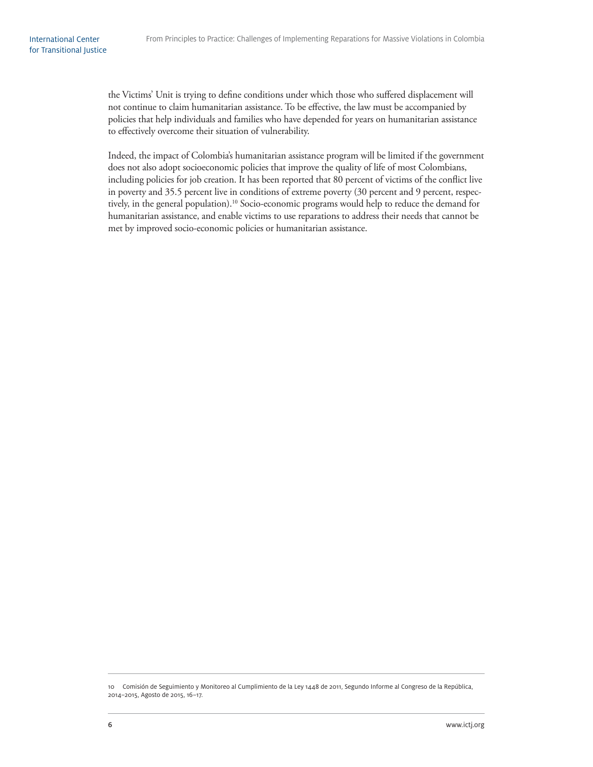the Victims' Unit is trying to define conditions under which those who suffered displacement will not continue to claim humanitarian assistance. To be effective, the law must be accompanied by policies that help individuals and families who have depended for years on humanitarian assistance to effectively overcome their situation of vulnerability.

Indeed, the impact of Colombia's humanitarian assistance program will be limited if the government does not also adopt socioeconomic policies that improve the quality of life of most Colombians, including policies for job creation. It has been reported that 80 percent of victims of the conflict live in poverty and 35.5 percent live in conditions of extreme poverty (30 percent and 9 percent, respectively, in the general population).[10] Socio-economic programs would help to reduce the demand for humanitarian assistance, and enable victims to use reparations to address their needs that cannot be met by improved socio-economic policies or humanitarian assistance.

---

10 Comisión de Seguimiento y Monitoreo al Cumplimiento de la Ley 1448 de 2011, Segundo Informe al Congreso de la República, 2014–2015, Agosto de 2015, 16–17.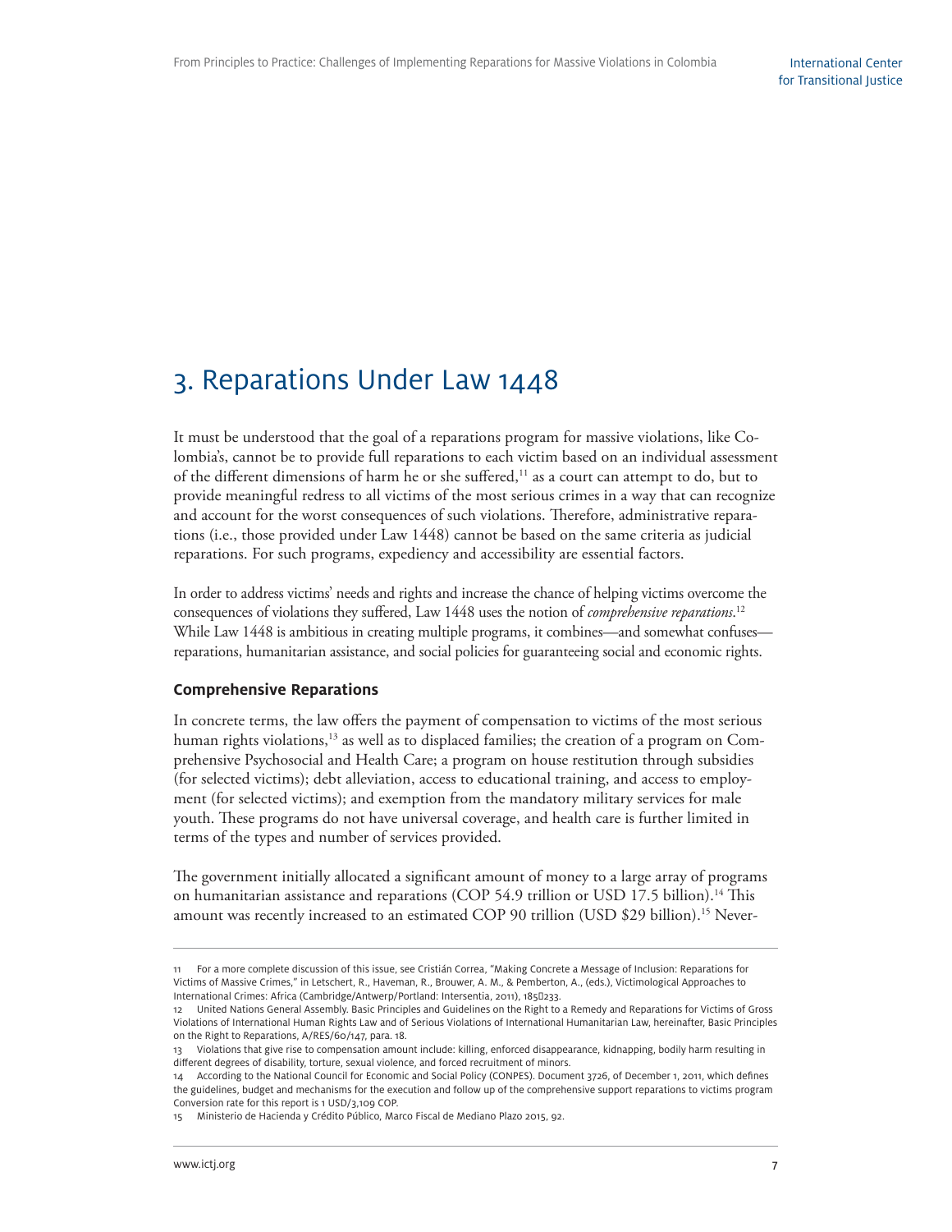## 3. Reparations Under Law 1448

It must be understood that the goal of a reparations program for massive violations, like Colombia's, cannot be to provide full reparations to each victim based on an individual assessment of the different dimensions of harm he or she suffered,[11] as a court can attempt to do, but to provide meaningful redress to all victims of the most serious crimes in a way that can recognize and account for the worst consequences of such violations. Therefore, administrative reparations (i.e., those provided under Law 1448) cannot be based on the same criteria as judicial reparations. For such programs, expediency and accessibility are essential factors.

In order to address victims' needs and rights and increase the chance of helping victims overcome the consequences of violations they suffered, Law 1448 uses the notion of *comprehensive reparations*.[12] While Law 1448 is ambitious in creating multiple programs, it combines—and somewhat confuses—reparations, humanitarian assistance, and social policies for guaranteeing social and economic rights.

### Comprehensive Reparations

In concrete terms, the law offers the payment of compensation to victims of the most serious human rights violations,[13] as well as to displaced families; the creation of a program on Comprehensive Psychosocial and Health Care; a program on house restitution through subsidies (for selected victims); debt alleviation, access to educational training, and access to employment (for selected victims); and exemption from the mandatory military services for male youth. These programs do not have universal coverage, and health care is further limited in terms of the types and number of services provided.

The government initially allocated a significant amount of money to a large array of programs on humanitarian assistance and reparations (COP 54.9 trillion or USD 17.5 billion).[14] This amount was recently increased to an estimated COP 90 trillion (USD $29 billion).[15] Never-

---

11 For a more complete discussion of this issue, see Cristián Correa, "Making Concrete a Message of Inclusion: Reparations for Victims of Massive Crimes," in Letschert, R., Haveman, R., Brouwer, A. M., & Pemberton, A., (eds.), Victimological Approaches to International Crimes: Africa (Cambridge/Antwerp/Portland: Intersentia, 2011), 185–233.

12 United Nations General Assembly. Basic Principles and Guidelines on the Right to a Remedy and Reparations for Victims of Gross Violations of International Human Rights Law and of Serious Violations of International Humanitarian Law, hereinafter, Basic Principles on the Right to Reparations, A/RES/60/147, para. 18.

13 Violations that give rise to compensation amount include: killing, enforced disappearance, kidnapping, bodily harm resulting in different degrees of disability, torture, sexual violence, and forced recruitment of minors.

14 According to the National Council for Economic and Social Policy (CONPES). Document 3726, of December 1, 2011, which defines the guidelines, budget and mechanisms for the execution and follow up of the comprehensive support reparations to victims program Conversion rate for this report is 1 USD/3,109 COP.

15 Ministerio de Hacienda y Crédito Público, Marco Fiscal de Mediano Plazo 2015, 92.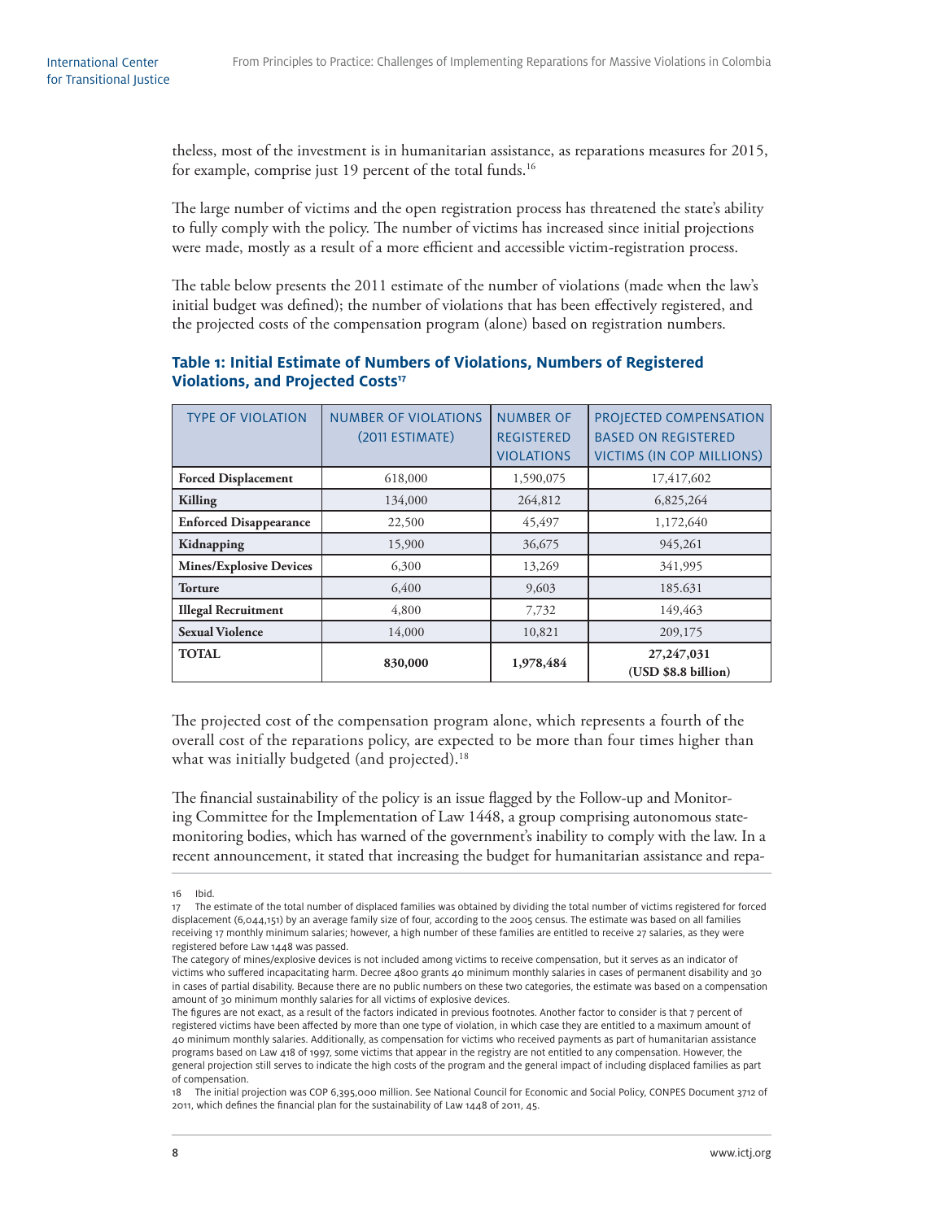theless, most of the investment is in humanitarian assistance, as reparations measures for 2015, for example, comprise just 19 percent of the total funds.[16]

The large number of victims and the open registration process has threatened the state's ability to fully comply with the policy. The number of victims has increased since initial projections were made, mostly as a result of a more efficient and accessible victim-registration process.

The table below presents the 2011 estimate of the number of violations (made when the law's initial budget was defined); the number of violations that has been effectively registered, and the projected costs of the compensation program (alone) based on registration numbers.

### Table 1: Initial Estimate of Numbers of Violations, Numbers of Registered Violations, and Projected Costs[17]

| TYPE OF VIOLATION | NUMBER OF VIOLATIONS (2011 ESTIMATE) | NUMBER OF REGISTERED VIOLATIONS | PROJECTED COMPENSATION BASED ON REGISTERED VICTIMS (IN COP MILLIONS) |
|---|---|---|---|
| **Forced Displacement** | 618,000 | 1,590,075 | 17,417,602 |
| **Killing** | 134,000 | 264,812 | 6,825,264 |
| **Enforced Disappearance** | 22,500 | 45,497 | 1,172,640 |
| **Kidnapping** | 15,900 | 36,675 | 945,261 |
| **Mines/Explosive Devices** | 6,300 | 13,269 | 341,995 |
| **Torture** | 6,400 | 9,603 | 185.631 |
| **Illegal Recruitment** | 4,800 | 7,732 | 149,463 |
| **Sexual Violence** | 14,000 | 10,821 | 209,175 |
| **TOTAL** | **830,000** | **1,978,484** | **27,247,031 (USD $8.8 billion)** |

The projected cost of the compensation program alone, which represents a fourth of the overall cost of the reparations policy, are expected to be more than four times higher than what was initially budgeted (and projected).[18]

The financial sustainability of the policy is an issue flagged by the Follow-up and Monitoring Committee for the Implementation of Law 1448, a group comprising autonomous state-monitoring bodies, which has warned of the government's inability to comply with the law. In a recent announcement, it stated that increasing the budget for humanitarian assistance and repa-

---

16 Ibid.

17 The estimate of the total number of displaced families was obtained by dividing the total number of victims registered for forced displacement (6,044,151) by an average family size of four, according to the 2005 census. The estimate was based on all families receiving 17 monthly minimum salaries; however, a high number of these families are entitled to receive 27 salaries, as they were registered before Law 1448 was passed.

The category of mines/explosive devices is not included among victims to receive compensation, but it serves as an indicator of victims who suffered incapacitating harm. Decree 4800 grants 40 minimum monthly salaries in cases of permanent disability and 30 in cases of partial disability. Because there are no public numbers on these two categories, the estimate was based on a compensation amount of 30 minimum monthly salaries for all victims of explosive devices.

The figures are not exact, as a result of the factors indicated in previous footnotes. Another factor to consider is that 7 percent of registered victims have been affected by more than one type of violation, in which case they are entitled to a maximum amount of 40 minimum monthly salaries. Additionally, as compensation for victims who received payments as part of humanitarian assistance programs based on Law 418 of 1997, some victims that appear in the registry are not entitled to any compensation. However, the general projection still serves to indicate the high costs of the program and the general impact of including displaced families as part of compensation.

18 The initial projection was COP 6,395,000 million. See National Council for Economic and Social Policy, CONPES Document 3712 of 2011, which defines the financial plan for the sustainability of Law 1448 of 2011, 45.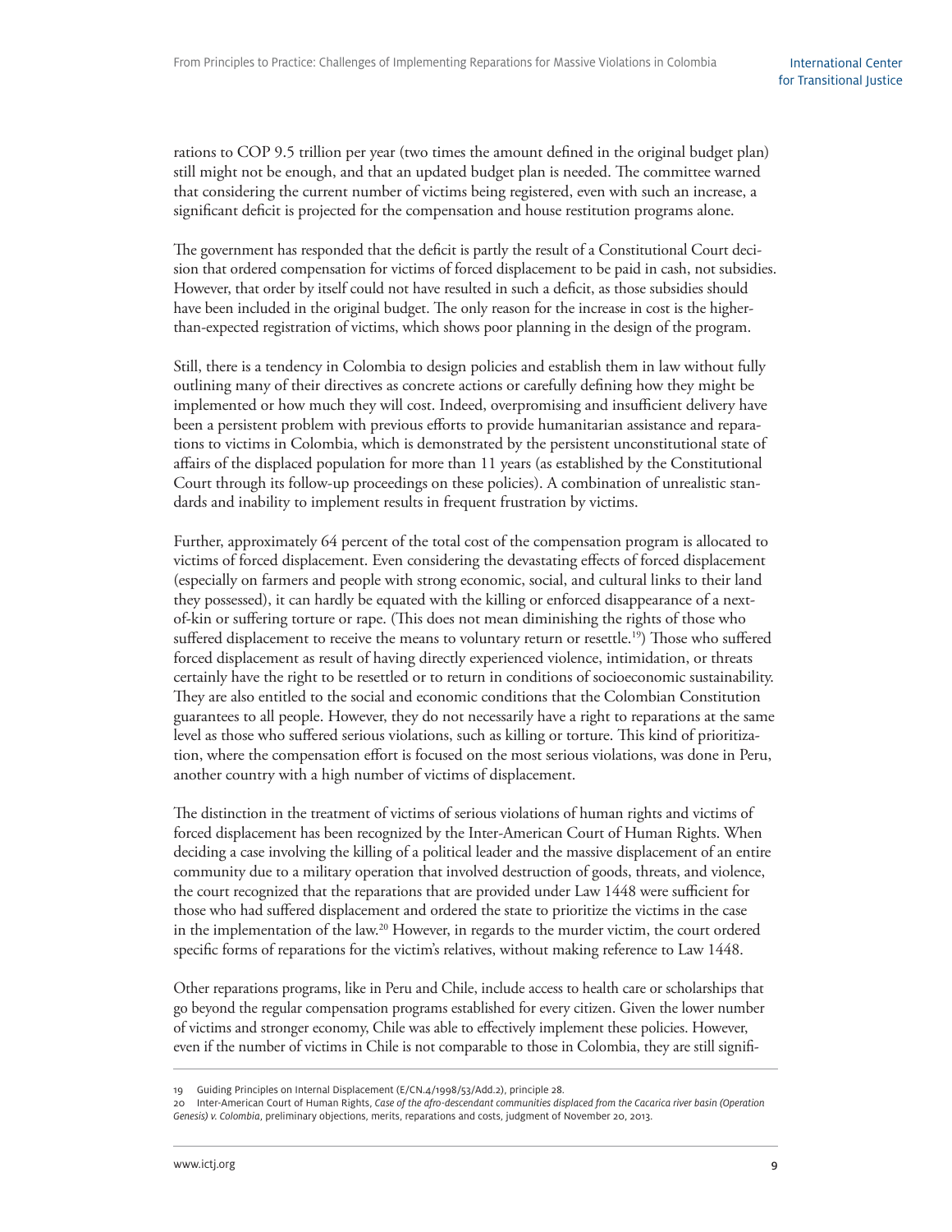rations to COP 9.5 trillion per year (two times the amount defined in the original budget plan) still might not be enough, and that an updated budget plan is needed. The committee warned that considering the current number of victims being registered, even with such an increase, a significant deficit is projected for the compensation and house restitution programs alone.

The government has responded that the deficit is partly the result of a Constitutional Court decision that ordered compensation for victims of forced displacement to be paid in cash, not subsidies. However, that order by itself could not have resulted in such a deficit, as those subsidies should have been included in the original budget. The only reason for the increase in cost is the higher-than-expected registration of victims, which shows poor planning in the design of the program.

Still, there is a tendency in Colombia to design policies and establish them in law without fully outlining many of their directives as concrete actions or carefully defining how they might be implemented or how much they will cost. Indeed, overpromising and insufficient delivery have been a persistent problem with previous efforts to provide humanitarian assistance and reparations to victims in Colombia, which is demonstrated by the persistent unconstitutional state of affairs of the displaced population for more than 11 years (as established by the Constitutional Court through its follow-up proceedings on these policies). A combination of unrealistic standards and inability to implement results in frequent frustration by victims.

Further, approximately 64 percent of the total cost of the compensation program is allocated to victims of forced displacement. Even considering the devastating effects of forced displacement (especially on farmers and people with strong economic, social, and cultural links to their land they possessed), it can hardly be equated with the killing or enforced disappearance of a next-of-kin or suffering torture or rape. (This does not mean diminishing the rights of those who suffered displacement to receive the means to voluntary return or resettle.[19]) Those who suffered forced displacement as result of having directly experienced violence, intimidation, or threats certainly have the right to be resettled or to return in conditions of socioeconomic sustainability. They are also entitled to the social and economic conditions that the Colombian Constitution guarantees to all people. However, they do not necessarily have a right to reparations at the same level as those who suffered serious violations, such as killing or torture. This kind of prioritization, where the compensation effort is focused on the most serious violations, was done in Peru, another country with a high number of victims of displacement.

The distinction in the treatment of victims of serious violations of human rights and victims of forced displacement has been recognized by the Inter-American Court of Human Rights. When deciding a case involving the killing of a political leader and the massive displacement of an entire community due to a military operation that involved destruction of goods, threats, and violence, the court recognized that the reparations that are provided under Law 1448 were sufficient for those who had suffered displacement and ordered the state to prioritize the victims in the case in the implementation of the law.[20] However, in regards to the murder victim, the court ordered specific forms of reparations for the victim's relatives, without making reference to Law 1448.

Other reparations programs, like in Peru and Chile, include access to health care or scholarships that go beyond the regular compensation programs established for every citizen. Given the lower number of victims and stronger economy, Chile was able to effectively implement these policies. However, even if the number of victims in Chile is not comparable to those in Colombia, they are still signifi-

---

19 Guiding Principles on Internal Displacement (E/CN.4/1998/53/Add.2), principle 28.

20 Inter-American Court of Human Rights, *Case of the afro-descendant communities displaced from the Cacarica river basin (Operation Genesis) v. Colombia*, preliminary objections, merits, reparations and costs, judgment of November 20, 2013.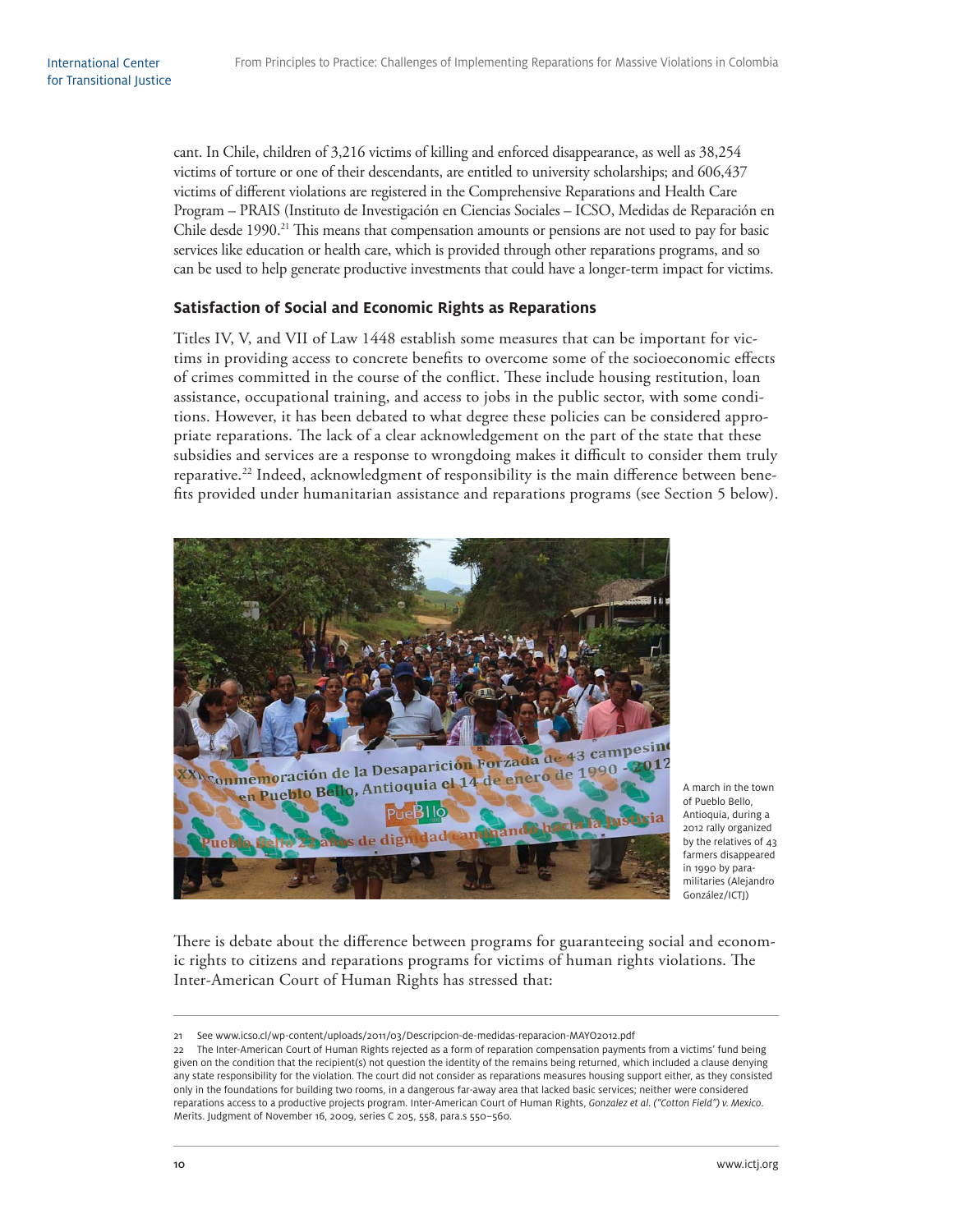cant. In Chile, children of 3,216 victims of killing and enforced disappearance, as well as 38,254 victims of torture or one of their descendants, are entitled to university scholarships; and 606,437 victims of different violations are registered in the Comprehensive Reparations and Health Care Program – PRAIS (Instituto de Investigación en Ciencias Sociales – ICSO, Medidas de Reparación en Chile desde 1990.[21] This means that compensation amounts or pensions are not used to pay for basic services like education or health care, which is provided through other reparations programs, and so can be used to help generate productive investments that could have a longer-term impact for victims.

### Satisfaction of Social and Economic Rights as Reparations

Titles IV, V, and VII of Law 1448 establish some measures that can be important for victims in providing access to concrete benefits to overcome some of the socioeconomic effects of crimes committed in the course of the conflict. These include housing restitution, loan assistance, occupational training, and access to jobs in the public sector, with some conditions. However, it has been debated to what degree these policies can be considered appropriate reparations. The lack of a clear acknowledgement on the part of the state that these subsidies and services are a response to wrongdoing makes it difficult to consider them truly reparative.[22] Indeed, acknowledgment of responsibility is the main difference between benefits provided under humanitarian assistance and reparations programs (see Section 5 below).

A march in the town of Pueblo Bello, Antioquia, during a 2012 rally organized by the relatives of 43 farmers disappeared in 1990 by paramilitaries (Alejandro González/ICTJ)

There is debate about the difference between programs for guaranteeing social and economic rights to citizens and reparations programs for victims of human rights violations. The Inter-American Court of Human Rights has stressed that:

---

21 See www.icso.cl/wp-content/uploads/2011/03/Descripcion-de-medidas-reparacion-MAYO2012.pdf

22 The Inter-American Court of Human Rights rejected as a form of reparation compensation payments from a victims' fund being given on the condition that the recipient(s) not question the identity of the remains being returned, which included a clause denying any state responsibility for the violation. The court did not consider as reparations measures housing support either, as they consisted only in the foundations for building two rooms, in a dangerous far-away area that lacked basic services; neither were considered reparations access to a productive projects program. Inter-American Court of Human Rights, *Gonzalez et al. ("Cotton Field") v. Mexico*. Merits. Judgment of November 16, 2009, series C 205, 558, para.s 550–560.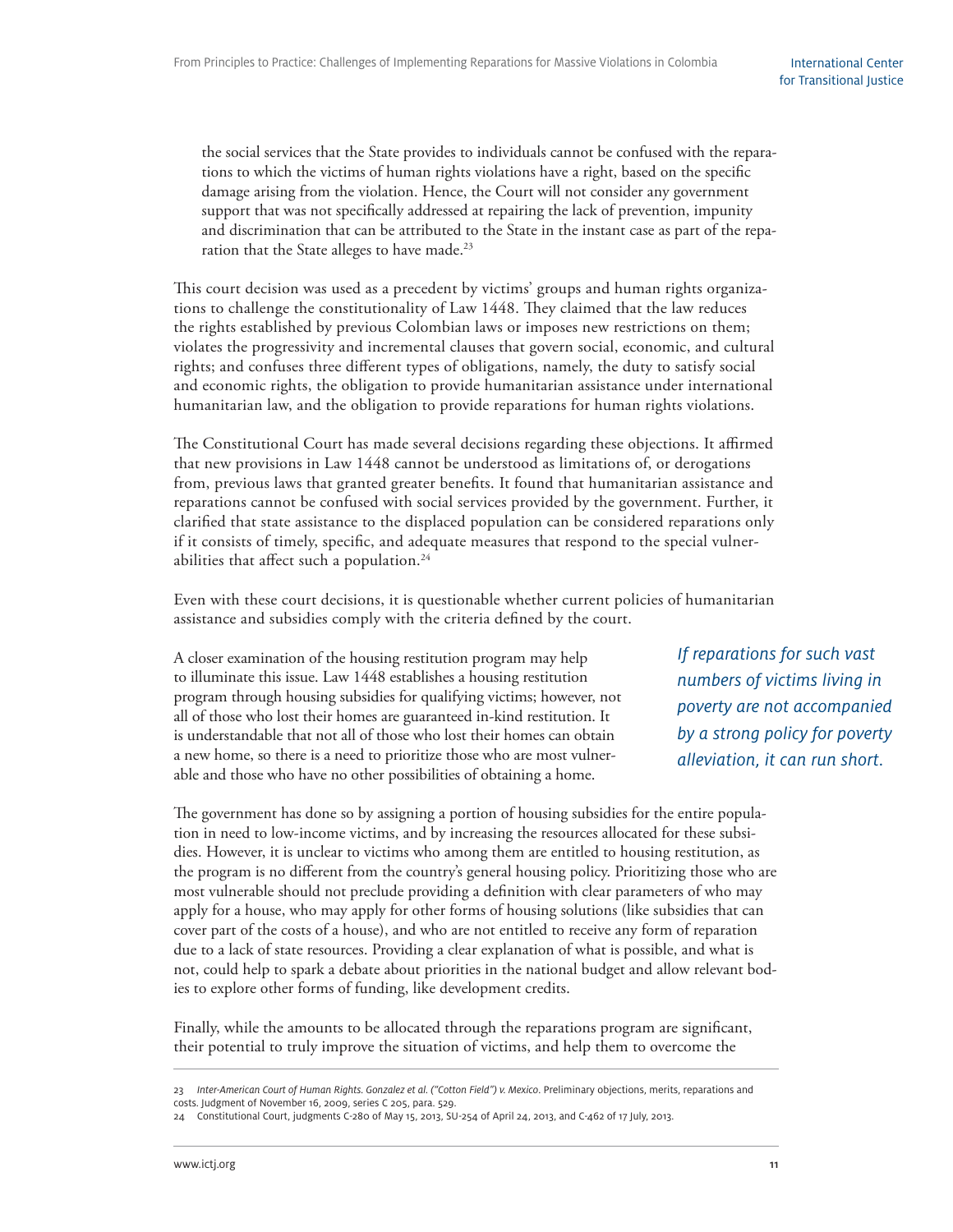> the social services that the State provides to individuals cannot be confused with the reparations to which the victims of human rights violations have a right, based on the specific damage arising from the violation. Hence, the Court will not consider any government support that was not specifically addressed at repairing the lack of prevention, impunity and discrimination that can be attributed to the State in the instant case as part of the reparation that the State alleges to have made.[23]

This court decision was used as a precedent by victims' groups and human rights organizations to challenge the constitutionality of Law 1448. They claimed that the law reduces the rights established by previous Colombian laws or imposes new restrictions on them; violates the progressivity and incremental clauses that govern social, economic, and cultural rights; and confuses three different types of obligations, namely, the duty to satisfy social and economic rights, the obligation to provide humanitarian assistance under international humanitarian law, and the obligation to provide reparations for human rights violations.

The Constitutional Court has made several decisions regarding these objections. It affirmed that new provisions in Law 1448 cannot be understood as limitations of, or derogations from, previous laws that granted greater benefits. It found that humanitarian assistance and reparations cannot be confused with social services provided by the government. Further, it clarified that state assistance to the displaced population can be considered reparations only if it consists of timely, specific, and adequate measures that respond to the special vulnerabilities that affect such a population.[24]

Even with these court decisions, it is questionable whether current policies of humanitarian assistance and subsidies comply with the criteria defined by the court.

A closer examination of the housing restitution program may help to illuminate this issue. Law 1448 establishes a housing restitution program through housing subsidies for qualifying victims; however, not all of those who lost their homes are guaranteed in-kind restitution. It is understandable that not all of those who lost their homes can obtain a new home, so there is a need to prioritize those who are most vulnerable and those who have no other possibilities of obtaining a home.

*If reparations for such vast numbers of victims living in poverty are not accompanied by a strong policy for poverty alleviation, it can run short.*

The government has done so by assigning a portion of housing subsidies for the entire population in need to low-income victims, and by increasing the resources allocated for these subsidies. However, it is unclear to victims who among them are entitled to housing restitution, as the program is no different from the country's general housing policy. Prioritizing those who are most vulnerable should not preclude providing a definition with clear parameters of who may apply for a house, who may apply for other forms of housing solutions (like subsidies that can cover part of the costs of a house), and who are not entitled to receive any form of reparation due to a lack of state resources. Providing a clear explanation of what is possible, and what is not, could help to spark a debate about priorities in the national budget and allow relevant bodies to explore other forms of funding, like development credits.

Finally, while the amounts to be allocated through the reparations program are significant, their potential to truly improve the situation of victims, and help them to overcome the

---

23 *Inter-American Court of Human Rights. Gonzalez et al. ("Cotton Field") v. Mexico*. Preliminary objections, merits, reparations and costs. Judgment of November 16, 2009, series C 205, para. 529.

24 Constitutional Court, judgments C-280 of May 15, 2013, SU-254 of April 24, 2013, and C-462 of 17 July, 2013.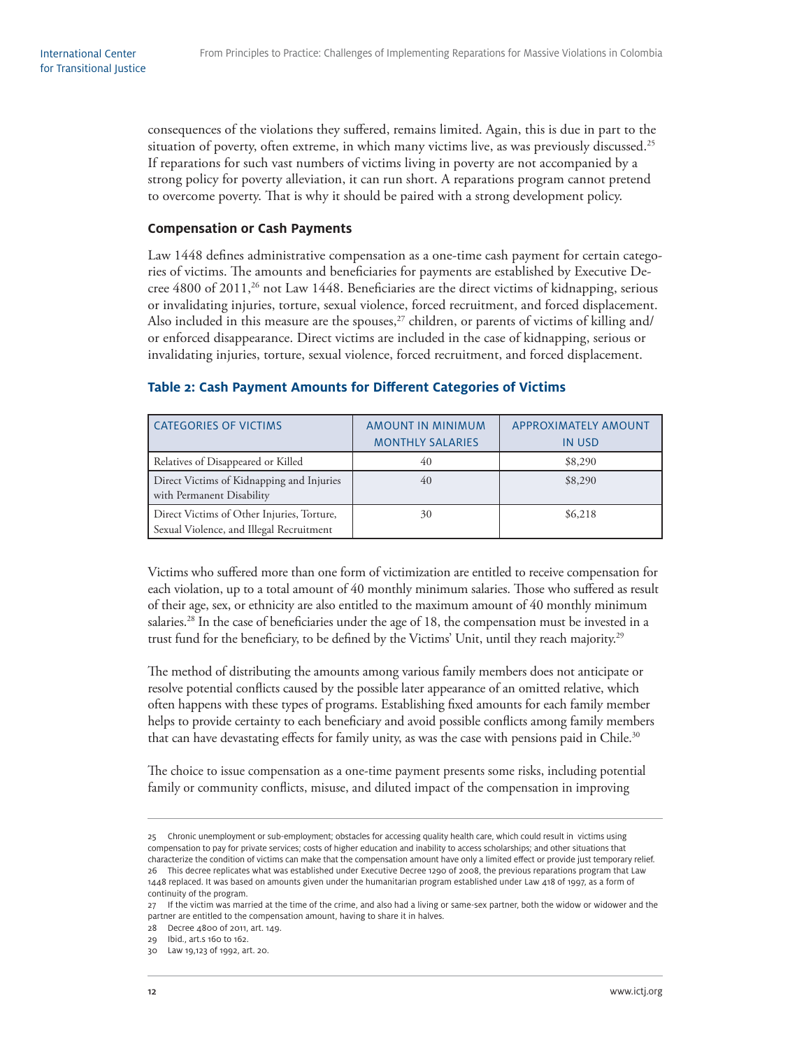consequences of the violations they suffered, remains limited. Again, this is due in part to the situation of poverty, often extreme, in which many victims live, as was previously discussed.[25] If reparations for such vast numbers of victims living in poverty are not accompanied by a strong policy for poverty alleviation, it can run short. A reparations program cannot pretend to overcome poverty. That is why it should be paired with a strong development policy.

### Compensation or Cash Payments

Law 1448 defines administrative compensation as a one-time cash payment for certain categories of victims. The amounts and beneficiaries for payments are established by Executive Decree 4800 of 2011,[26] not Law 1448. Beneficiaries are the direct victims of kidnapping, serious or invalidating injuries, torture, sexual violence, forced recruitment, and forced displacement. Also included in this measure are the spouses,[27] children, or parents of victims of killing and/or enforced disappearance. Direct victims are included in the case of kidnapping, serious or invalidating injuries, torture, sexual violence, forced recruitment, and forced displacement.

**Table 2: Cash Payment Amounts for Different Categories of Victims**

| CATEGORIES OF VICTIMS | AMOUNT IN MINIMUM MONTHLY SALARIES | APPROXIMATELY AMOUNT IN USD |
|---|---|---|
| Relatives of Disappeared or Killed | 40 | $8,290 |
| Direct Victims of Kidnapping and Injuries with Permanent Disability | 40 | $8,290 |
| Direct Victims of Other Injuries, Torture, Sexual Violence, and Illegal Recruitment | 30 | $6,218 |

Victims who suffered more than one form of victimization are entitled to receive compensation for each violation, up to a total amount of 40 monthly minimum salaries. Those who suffered as result of their age, sex, or ethnicity are also entitled to the maximum amount of 40 monthly minimum salaries.[28] In the case of beneficiaries under the age of 18, the compensation must be invested in a trust fund for the beneficiary, to be defined by the Victims' Unit, until they reach majority.[29]

The method of distributing the amounts among various family members does not anticipate or resolve potential conflicts caused by the possible later appearance of an omitted relative, which often happens with these types of programs. Establishing fixed amounts for each family member helps to provide certainty to each beneficiary and avoid possible conflicts among family members that can have devastating effects for family unity, as was the case with pensions paid in Chile.[30]

The choice to issue compensation as a one-time payment presents some risks, including potential family or community conflicts, misuse, and diluted impact of the compensation in improving

---

25 Chronic unemployment or sub-employment; obstacles for accessing quality health care, which could result in victims using compensation to pay for private services; costs of higher education and inability to access scholarships; and other situations that characterize the condition of victims can make that the compensation amount have only a limited effect or provide just temporary relief.

26 This decree replicates what was established under Executive Decree 1290 of 2008, the previous reparations program that Law 1448 replaced. It was based on amounts given under the humanitarian program established under Law 418 of 1997, as a form of continuity of the program.

27 If the victim was married at the time of the crime, and also had a living or same-sex partner, both the widow or widower and the partner are entitled to the compensation amount, having to share it in halves.

28 Decree 4800 of 2011, art. 149.

29 Ibid., art.s 160 to 162.

30 Law 19,123 of 1992, art. 20.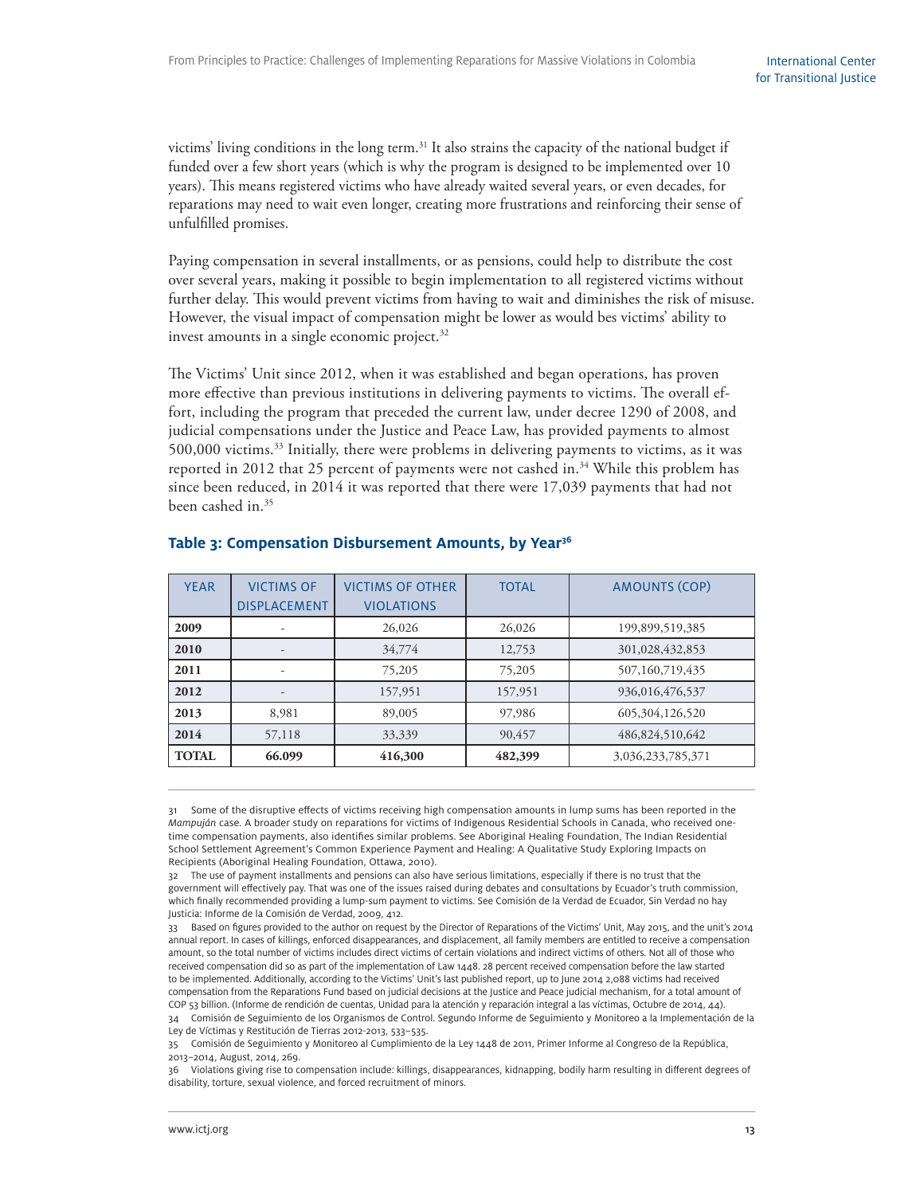victims' living conditions in the long term.[31] It also strains the capacity of the national budget if funded over a few short years (which is why the program is designed to be implemented over 10 years). This means registered victims who have already waited several years, or even decades, for reparations may need to wait even longer, creating more frustrations and reinforcing their sense of unfulfilled promises.

Paying compensation in several installments, or as pensions, could help to distribute the cost over several years, making it possible to begin implementation to all registered victims without further delay. This would prevent victims from having to wait and diminishes the risk of misuse. However, the visual impact of compensation might be lower as would bes victims' ability to invest amounts in a single economic project.[32]

The Victims' Unit since 2012, when it was established and began operations, has proven more effective than previous institutions in delivering payments to victims. The overall effort, including the program that preceded the current law, under decree 1290 of 2008, and judicial compensations under the Justice and Peace Law, has provided payments to almost 500,000 victims.[33] Initially, there were problems in delivering payments to victims, as it was reported in 2012 that 25 percent of payments were not cashed in.[34] While this problem has since been reduced, in 2014 it was reported that there were 17,039 payments that had not been cashed in.[35]

### Table 3: Compensation Disbursement Amounts, by Year[36]

| YEAR | VICTIMS OF DISPLACEMENT | VICTIMS OF OTHER VIOLATIONS | TOTAL | AMOUNTS (COP) |
|---|---|---|---|---|
| **2009** | - | 26,026 | 26,026 | 199,899,519,385 |
| **2010** | - | 34,774 | 12,753 | 301,028,432,853 |
| **2011** | - | 75,205 | 75,205 | 507,160,719,435 |
| **2012** | - | 157,951 | 157,951 | 936,016,476,537 |
| **2013** | 8,981 | 89,005 | 97,986 | 605,304,126,520 |
| **2014** | 57,118 | 33,339 | 90,457 | 486,824,510,642 |
| **TOTAL** | **66.099** | **416,300** | **482,399** | 3,036,233,785,371 |

31 Some of the disruptive effects of victims receiving high compensation amounts in lump sums has been reported in the *Mampuján* case. A broader study on reparations for victims of Indigenous Residential Schools in Canada, who received one-time compensation payments, also identifies similar problems. See Aboriginal Healing Foundation, The Indian Residential School Settlement Agreement's Common Experience Payment and Healing: A Qualitative Study Exploring Impacts on Recipients (Aboriginal Healing Foundation, Ottawa, 2010).

32 The use of payment installments and pensions can also have serious limitations, especially if there is no trust that the government will effectively pay. That was one of the issues raised during debates and consultations by Ecuador's truth commission, which finally recommended providing a lump-sum payment to victims. See Comisión de la Verdad de Ecuador, Sin Verdad no hay Justicia: Informe de la Comisión de Verdad, 2009, 412.

33 Based on figures provided to the author on request by the Director of Reparations of the Victims' Unit, May 2015, and the unit's 2014 annual report. In cases of killings, enforced disappearances, and displacement, all family members are entitled to receive a compensation amount, so the total number of victims includes direct victims of certain violations and indirect victims of others. Not all of those who received compensation did so as part of the implementation of Law 1448. 28 percent received compensation before the law started to be implemented. Additionally, according to the Victims' Unit's last published report, up to June 2014 2,088 victims had received compensation from the Reparations Fund based on judicial decisions at the Justice and Peace judicial mechanism, for a total amount of COP 53 billion. (Informe de rendición de cuentas, Unidad para la atención y reparación integral a las víctimas, Octubre de 2014, 44).

34 Comisión de Seguimiento de los Organismos de Control. Segundo Informe de Seguimiento y Monitoreo a la Implementación de la Ley de Víctimas y Restitución de Tierras 2012-2013, 533–535.

35 Comisión de Seguimiento y Monitoreo al Cumplimiento de la Ley 1448 de 2011, Primer Informe al Congreso de la República, 2013–2014, August, 2014, 269.

36 Violations giving rise to compensation include: killings, disappearances, kidnapping, bodily harm resulting in different degrees of disability, torture, sexual violence, and forced recruitment of minors.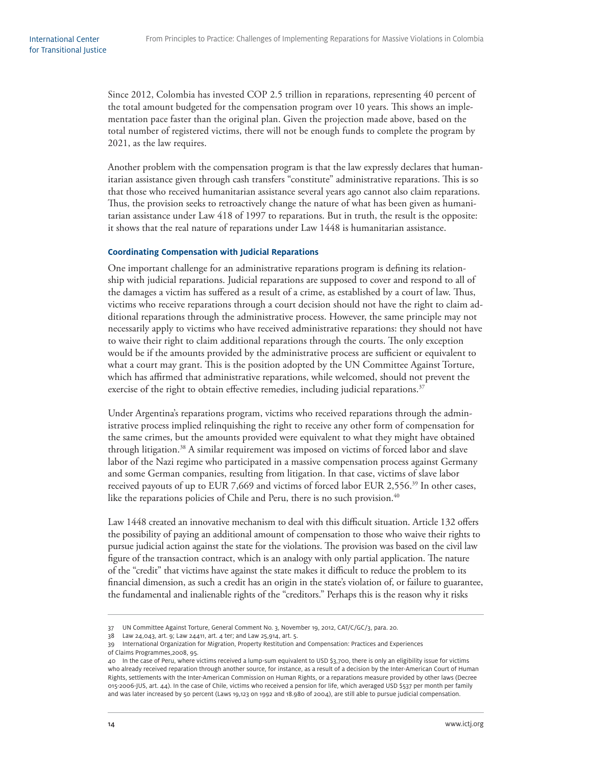Since 2012, Colombia has invested COP 2.5 trillion in reparations, representing 40 percent of the total amount budgeted for the compensation program over 10 years. This shows an implementation pace faster than the original plan. Given the projection made above, based on the total number of registered victims, there will not be enough funds to complete the program by 2021, as the law requires.

Another problem with the compensation program is that the law expressly declares that humanitarian assistance given through cash transfers "constitute" administrative reparations. This is so that those who received humanitarian assistance several years ago cannot also claim reparations. Thus, the provision seeks to retroactively change the nature of what has been given as humanitarian assistance under Law 418 of 1997 to reparations. But in truth, the result is the opposite: it shows that the real nature of reparations under Law 1448 is humanitarian assistance.

### Coordinating Compensation with Judicial Reparations

One important challenge for an administrative reparations program is defining its relationship with judicial reparations. Judicial reparations are supposed to cover and respond to all of the damages a victim has suffered as a result of a crime, as established by a court of law. Thus, victims who receive reparations through a court decision should not have the right to claim additional reparations through the administrative process. However, the same principle may not necessarily apply to victims who have received administrative reparations: they should not have to waive their right to claim additional reparations through the courts. The only exception would be if the amounts provided by the administrative process are sufficient or equivalent to what a court may grant. This is the position adopted by the UN Committee Against Torture, which has affirmed that administrative reparations, while welcomed, should not prevent the exercise of the right to obtain effective remedies, including judicial reparations.[37]

Under Argentina's reparations program, victims who received reparations through the administrative process implied relinquishing the right to receive any other form of compensation for the same crimes, but the amounts provided were equivalent to what they might have obtained through litigation.[38] A similar requirement was imposed on victims of forced labor and slave labor of the Nazi regime who participated in a massive compensation process against Germany and some German companies, resulting from litigation. In that case, victims of slave labor received payouts of up to EUR 7,669 and victims of forced labor EUR 2,556.[39] In other cases, like the reparations policies of Chile and Peru, there is no such provision.[40]

Law 1448 created an innovative mechanism to deal with this difficult situation. Article 132 offers the possibility of paying an additional amount of compensation to those who waive their rights to pursue judicial action against the state for the violations. The provision was based on the civil law figure of the transaction contract, which is an analogy with only partial application. The nature of the "credit" that victims have against the state makes it difficult to reduce the problem to its financial dimension, as such a credit has an origin in the state's violation of, or failure to guarantee, the fundamental and inalienable rights of the "creditors." Perhaps this is the reason why it risks

---

37 UN Committee Against Torture, General Comment No. 3, November 19, 2012, CAT/C/GC/3, para. 20.

38 Law 24,043, art. 9; Law 24411, art. 4 ter; and Law 25,914, art. 5.

39 International Organization for Migration, Property Restitution and Compensation: Practices and Experiences of Claims Programmes,2008, 95.

40 In the case of Peru, where victims received a lump-sum equivalent to USD $3,700, there is only an eligibility issue for victims who already received reparation through another source, for instance, as a result of a decision by the Inter-American Court of Human Rights, settlements with the Inter-American Commission on Human Rights, or a reparations measure provided by other laws (Decree 015-2006-JUS, art. 44). In the case of Chile, victims who received a pension for life, which averaged USD $537 per month per family and was later increased by 50 percent (Laws 19,123 on 1992 and 18.980 of 2004), are still able to pursue judicial compensation.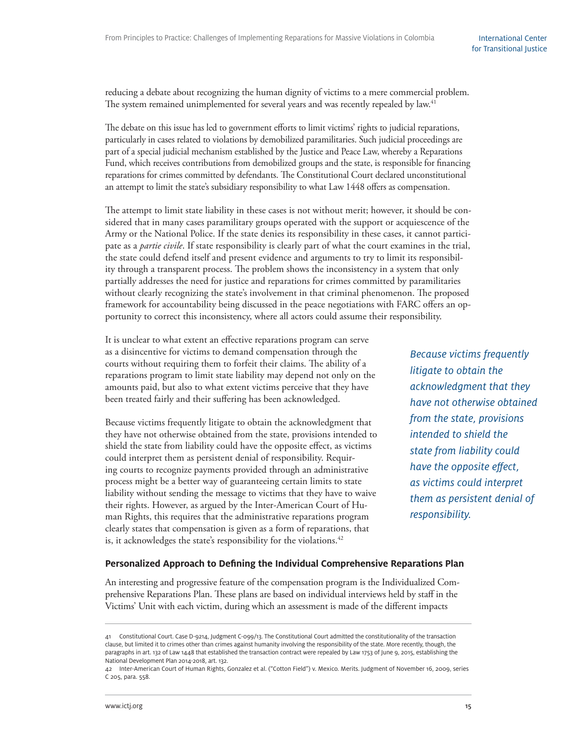reducing a debate about recognizing the human dignity of victims to a mere commercial problem. The system remained unimplemented for several years and was recently repealed by law.[41]

The debate on this issue has led to government efforts to limit victims' rights to judicial reparations, particularly in cases related to violations by demobilized paramilitaries. Such judicial proceedings are part of a special judicial mechanism established by the Justice and Peace Law, whereby a Reparations Fund, which receives contributions from demobilized groups and the state, is responsible for financing reparations for crimes committed by defendants. The Constitutional Court declared unconstitutional an attempt to limit the state's subsidiary responsibility to what Law 1448 offers as compensation.

The attempt to limit state liability in these cases is not without merit; however, it should be considered that in many cases paramilitary groups operated with the support or acquiescence of the Army or the National Police. If the state denies its responsibility in these cases, it cannot participate as a *partie civile*. If state responsibility is clearly part of what the court examines in the trial, the state could defend itself and present evidence and arguments to try to limit its responsibility through a transparent process. The problem shows the inconsistency in a system that only partially addresses the need for justice and reparations for crimes committed by paramilitaries without clearly recognizing the state's involvement in that criminal phenomenon. The proposed framework for accountability being discussed in the peace negotiations with FARC offers an opportunity to correct this inconsistency, where all actors could assume their responsibility.

It is unclear to what extent an effective reparations program can serve as a disincentive for victims to demand compensation through the courts without requiring them to forfeit their claims. The ability of a reparations program to limit state liability may depend not only on the amounts paid, but also to what extent victims perceive that they have been treated fairly and their suffering has been acknowledged.

Because victims frequently litigate to obtain the acknowledgment that they have not otherwise obtained from the state, provisions intended to shield the state from liability could have the opposite effect, as victims could interpret them as persistent denial of responsibility. Requiring courts to recognize payments provided through an administrative process might be a better way of guaranteeing certain limits to state liability without sending the message to victims that they have to waive their rights. However, as argued by the Inter-American Court of Human Rights, this requires that the administrative reparations program clearly states that compensation is given as a form of reparations, that is, it acknowledges the state's responsibility for the violations.[42]

> *Because victims frequently litigate to obtain the acknowledgment that they have not otherwise obtained from the state, provisions intended to shield the state from liability could have the opposite effect, as victims could interpret them as persistent denial of responsibility.*

### Personalized Approach to Defining the Individual Comprehensive Reparations Plan

An interesting and progressive feature of the compensation program is the Individualized Comprehensive Reparations Plan. These plans are based on individual interviews held by staff in the Victims' Unit with each victim, during which an assessment is made of the different impacts

---

41 Constitutional Court. Case D-9214, Judgment C-099/13. The Constitutional Court admitted the constitutionality of the transaction clause, but limited it to crimes other than crimes against humanity involving the responsibility of the state. More recently, though, the paragraphs in art. 132 of Law 1448 that established the transaction contract were repealed by Law 1753 of June 9, 2015, establishing the National Development Plan 2014-2018, art. 132.

42 Inter-American Court of Human Rights, Gonzalez et al. ("Cotton Field") v. Mexico. Merits. Judgment of November 16, 2009, series C 205, para. 558.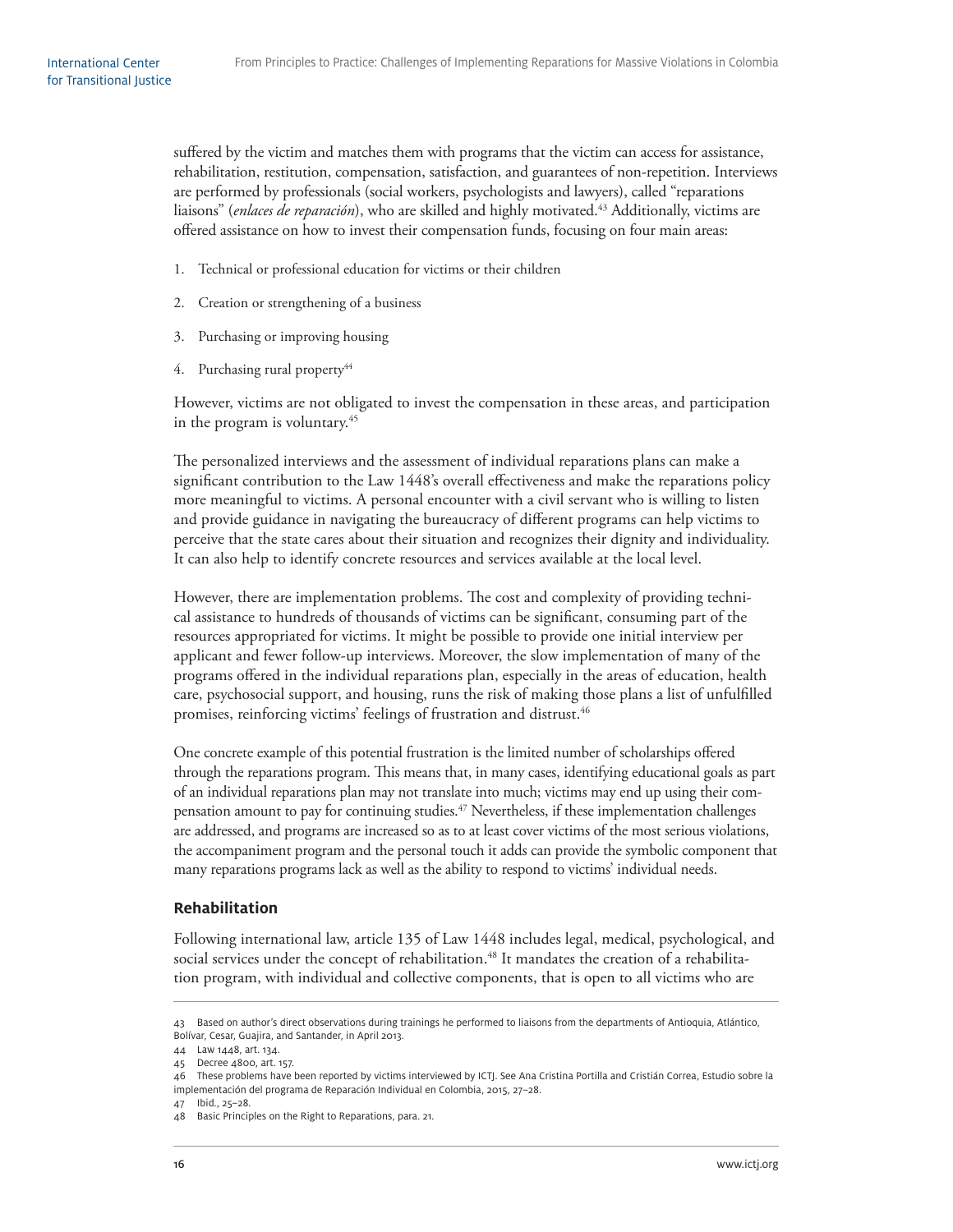suffered by the victim and matches them with programs that the victim can access for assistance, rehabilitation, restitution, compensation, satisfaction, and guarantees of non-repetition. Interviews are performed by professionals (social workers, psychologists and lawyers), called "reparations liaisons" (*enlaces de reparación*), who are skilled and highly motivated.[43] Additionally, victims are offered assistance on how to invest their compensation funds, focusing on four main areas:

1. Technical or professional education for victims or their children
2. Creation or strengthening of a business
3. Purchasing or improving housing
4. Purchasing rural property[44]

However, victims are not obligated to invest the compensation in these areas, and participation in the program is voluntary.[45]

The personalized interviews and the assessment of individual reparations plans can make a significant contribution to the Law 1448's overall effectiveness and make the reparations policy more meaningful to victims. A personal encounter with a civil servant who is willing to listen and provide guidance in navigating the bureaucracy of different programs can help victims to perceive that the state cares about their situation and recognizes their dignity and individuality. It can also help to identify concrete resources and services available at the local level.

However, there are implementation problems. The cost and complexity of providing technical assistance to hundreds of thousands of victims can be significant, consuming part of the resources appropriated for victims. It might be possible to provide one initial interview per applicant and fewer follow-up interviews. Moreover, the slow implementation of many of the programs offered in the individual reparations plan, especially in the areas of education, health care, psychosocial support, and housing, runs the risk of making those plans a list of unfulfilled promises, reinforcing victims' feelings of frustration and distrust.[46]

One concrete example of this potential frustration is the limited number of scholarships offered through the reparations program. This means that, in many cases, identifying educational goals as part of an individual reparations plan may not translate into much; victims may end up using their compensation amount to pay for continuing studies.[47] Nevertheless, if these implementation challenges are addressed, and programs are increased so as to at least cover victims of the most serious violations, the accompaniment program and the personal touch it adds can provide the symbolic component that many reparations programs lack as well as the ability to respond to victims' individual needs.

### Rehabilitation

Following international law, article 135 of Law 1448 includes legal, medical, psychological, and social services under the concept of rehabilitation.[48] It mandates the creation of a rehabilitation program, with individual and collective components, that is open to all victims who are

---

43 Based on author's direct observations during trainings he performed to liaisons from the departments of Antioquia, Atlántico, Bolívar, Cesar, Guajira, and Santander, in April 2013.

44 Law 1448, art. 134.

45 Decree 4800, art. 157.

46 These problems have been reported by victims interviewed by ICTJ. See Ana Cristina Portilla and Cristián Correa, Estudio sobre la implementación del programa de Reparación Individual en Colombia, 2015, 27–28.

47 Ibid., 25–28.

48 Basic Principles on the Right to Reparations, para. 21.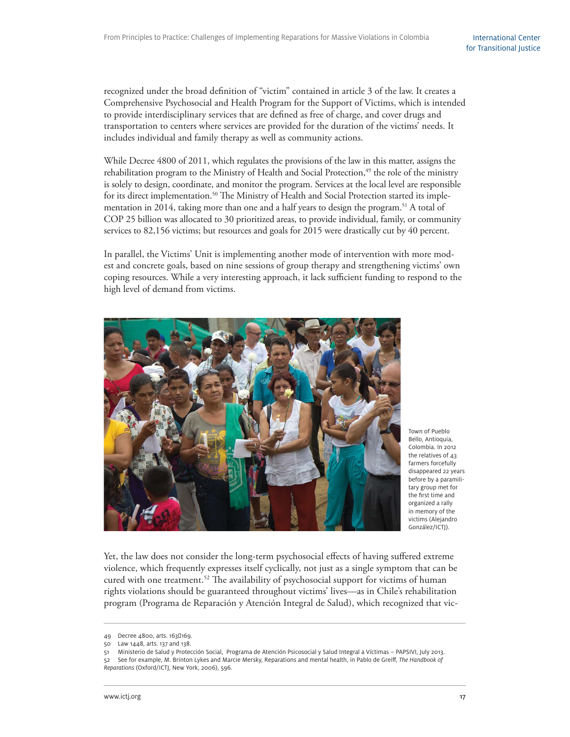recognized under the broad definition of "victim" contained in article 3 of the law. It creates a Comprehensive Psychosocial and Health Program for the Support of Victims, which is intended to provide interdisciplinary services that are defined as free of charge, and cover drugs and transportation to centers where services are provided for the duration of the victims' needs. It includes individual and family therapy as well as community actions.

While Decree 4800 of 2011, which regulates the provisions of the law in this matter, assigns the rehabilitation program to the Ministry of Health and Social Protection,[49] the role of the ministry is solely to design, coordinate, and monitor the program. Services at the local level are responsible for its direct implementation.[50] The Ministry of Health and Social Protection started its implementation in 2014, taking more than one and a half years to design the program.[51] A total of COP 25 billion was allocated to 30 prioritized areas, to provide individual, family, or community services to 82,156 victims; but resources and goals for 2015 were drastically cut by 40 percent.

In parallel, the Victims' Unit is implementing another mode of intervention with more modest and concrete goals, based on nine sessions of group therapy and strengthening victims' own coping resources. While a very interesting approach, it lack sufficient funding to respond to the high level of demand from victims.

Town of Pueblo Bello, Antioquia, Colombia. In 2012 the relatives of 43 farmers forcefully disappeared 22 years before by a paramilitary group met for the first time and organized a rally in memory of the victims (Alejandro González/ICTJ).

Yet, the law does not consider the long-term psychosocial effects of having suffered extreme violence, which frequently expresses itself cyclically, not just as a single symptom that can be cured with one treatment.[52] The availability of psychosocial support for victims of human rights violations should be guaranteed throughout victims' lives—as in Chile's rehabilitation program (Programa de Reparación y Atención Integral de Salud), which recognized that vic-

---

49 Decree 4800, arts. 163–169.

50 Law 1448, arts. 137 and 138.

51 Ministerio de Salud y Protección Social, Programa de Atención Psicosocial y Salud Integral a Víctimas – PAPSIVI, July 2013.

52 See for example, M. Brinton Lykes and Marcie Mersky, Reparations and mental health, in Pablo de Greiff, *The Handbook of Reparations* (Oxford/ICTJ, New York, 2006), 596.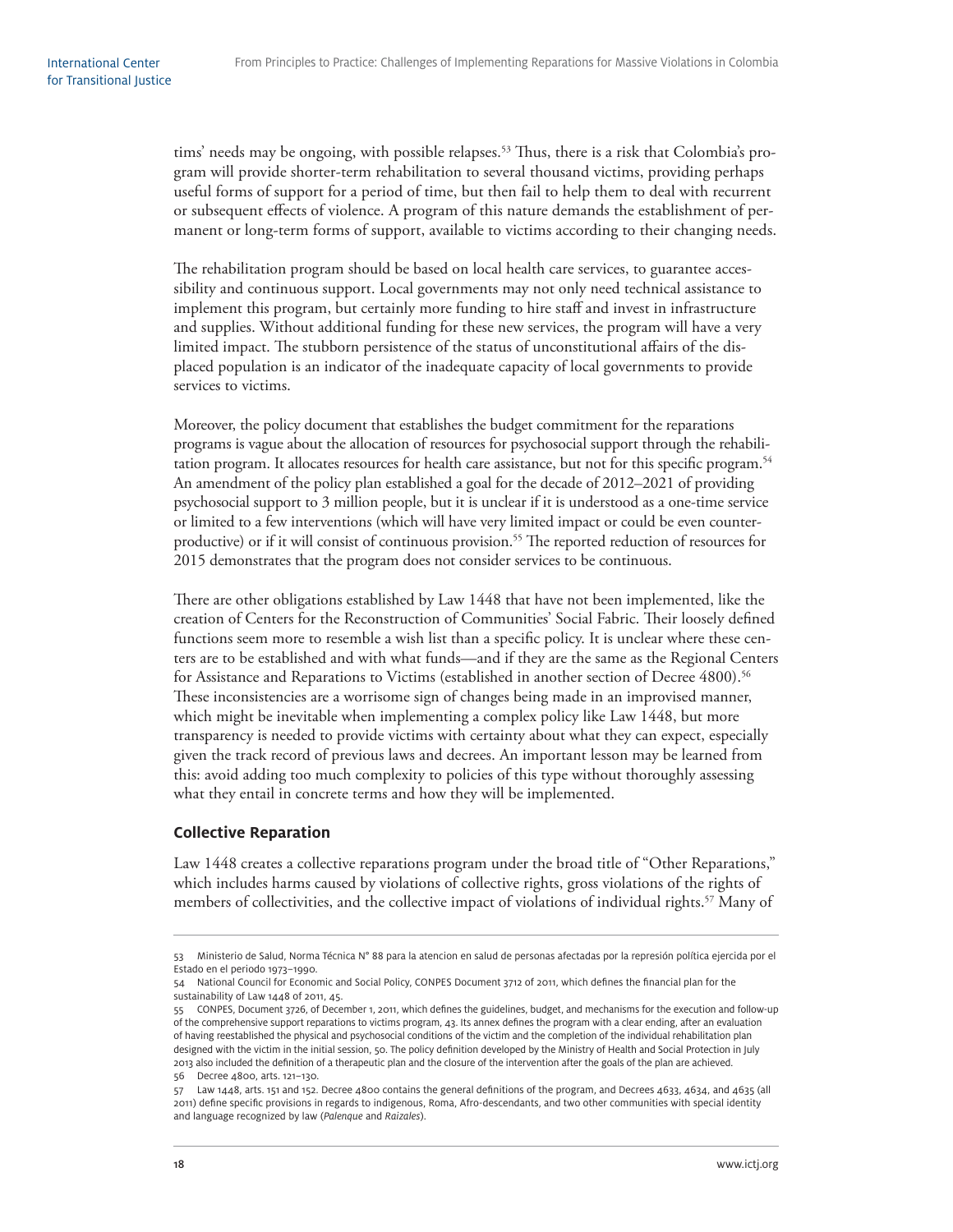tims' needs may be ongoing, with possible relapses.[53] Thus, there is a risk that Colombia's program will provide shorter-term rehabilitation to several thousand victims, providing perhaps useful forms of support for a period of time, but then fail to help them to deal with recurrent or subsequent effects of violence. A program of this nature demands the establishment of permanent or long-term forms of support, available to victims according to their changing needs.

The rehabilitation program should be based on local health care services, to guarantee accessibility and continuous support. Local governments may not only need technical assistance to implement this program, but certainly more funding to hire staff and invest in infrastructure and supplies. Without additional funding for these new services, the program will have a very limited impact. The stubborn persistence of the status of unconstitutional affairs of the displaced population is an indicator of the inadequate capacity of local governments to provide services to victims.

Moreover, the policy document that establishes the budget commitment for the reparations programs is vague about the allocation of resources for psychosocial support through the rehabilitation program. It allocates resources for health care assistance, but not for this specific program.[54] An amendment of the policy plan established a goal for the decade of 2012–2021 of providing psychosocial support to 3 million people, but it is unclear if it is understood as a one-time service or limited to a few interventions (which will have very limited impact or could be even counterproductive) or if it will consist of continuous provision.[55] The reported reduction of resources for 2015 demonstrates that the program does not consider services to be continuous.

There are other obligations established by Law 1448 that have not been implemented, like the creation of Centers for the Reconstruction of Communities' Social Fabric. Their loosely defined functions seem more to resemble a wish list than a specific policy. It is unclear where these centers are to be established and with what funds—and if they are the same as the Regional Centers for Assistance and Reparations to Victims (established in another section of Decree 4800).[56] These inconsistencies are a worrisome sign of changes being made in an improvised manner, which might be inevitable when implementing a complex policy like Law 1448, but more transparency is needed to provide victims with certainty about what they can expect, especially given the track record of previous laws and decrees. An important lesson may be learned from this: avoid adding too much complexity to policies of this type without thoroughly assessing what they entail in concrete terms and how they will be implemented.

### Collective Reparation

Law 1448 creates a collective reparations program under the broad title of "Other Reparations," which includes harms caused by violations of collective rights, gross violations of the rights of members of collectivities, and the collective impact of violations of individual rights.[57] Many of

---

53 Ministerio de Salud, Norma Técnica N° 88 para la atencion en salud de personas afectadas por la represión política ejercida por el Estado en el periodo 1973–1990.

54 National Council for Economic and Social Policy, CONPES Document 3712 of 2011, which defines the financial plan for the sustainability of Law 1448 of 2011, 45.

55 CONPES, Document 3726, of December 1, 2011, which defines the guidelines, budget, and mechanisms for the execution and follow-up of the comprehensive support reparations to victims program, 43. Its annex defines the program with a clear ending, after an evaluation of having reestablished the physical and psychosocial conditions of the victim and the completion of the individual rehabilitation plan designed with the victim in the initial session, 50. The policy definition developed by the Ministry of Health and Social Protection in July 2013 also included the definition of a therapeutic plan and the closure of the intervention after the goals of the plan are achieved.

56 Decree 4800, arts. 121–130.

57 Law 1448, arts. 151 and 152. Decree 4800 contains the general definitions of the program, and Decrees 4633, 4634, and 4635 (all 2011) define specific provisions in regards to indigenous, Roma, Afro-descendants, and two other communities with special identity and language recognized by law (*Palenque* and *Raizales*).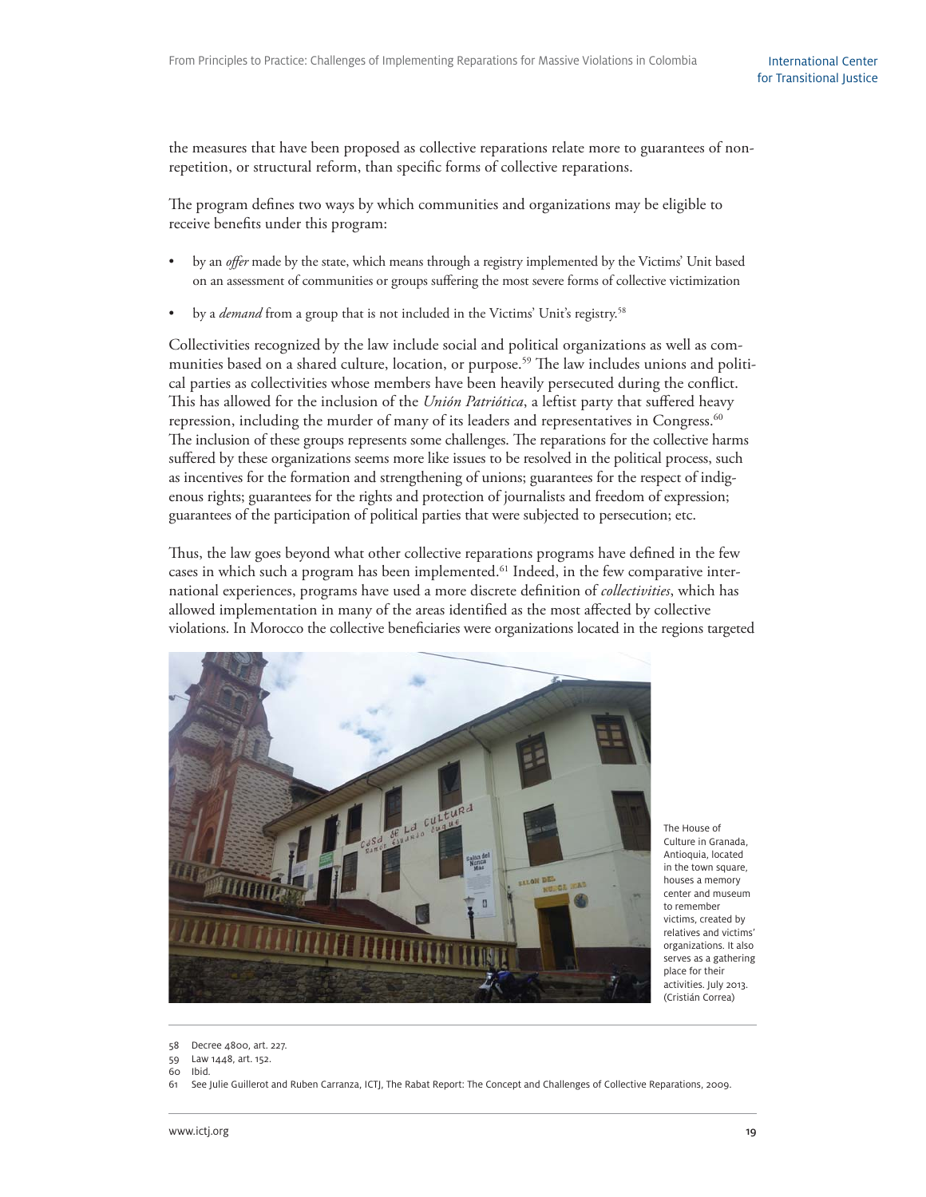the measures that have been proposed as collective reparations relate more to guarantees of non-repetition, or structural reform, than specific forms of collective reparations.

The program defines two ways by which communities and organizations may be eligible to receive benefits under this program:

- by an *offer* made by the state, which means through a registry implemented by the Victims' Unit based on an assessment of communities or groups suffering the most severe forms of collective victimization
- by a *demand* from a group that is not included in the Victims' Unit's registry.[58]

Collectivities recognized by the law include social and political organizations as well as communities based on a shared culture, location, or purpose.[59] The law includes unions and political parties as collectivities whose members have been heavily persecuted during the conflict. This has allowed for the inclusion of the *Unión Patriótica*, a leftist party that suffered heavy repression, including the murder of many of its leaders and representatives in Congress.[60] The inclusion of these groups represents some challenges. The reparations for the collective harms suffered by these organizations seems more like issues to be resolved in the political process, such as incentives for the formation and strengthening of unions; guarantees for the respect of indigenous rights; guarantees for the rights and protection of journalists and freedom of expression; guarantees of the participation of political parties that were subjected to persecution; etc.

Thus, the law goes beyond what other collective reparations programs have defined in the few cases in which such a program has been implemented.[61] Indeed, in the few comparative international experiences, programs have used a more discrete definition of *collectivities*, which has allowed implementation in many of the areas identified as the most affected by collective violations. In Morocco the collective beneficiaries were organizations located in the regions targeted

The House of Culture in Granada, Antioquia, located in the town square, houses a memory center and museum to remember victims, created by relatives and victims' organizations. It also serves as a gathering place for their activities. July 2013. (Cristián Correa)

58 Decree 4800, art. 227.

59 Law 1448, art. 152.

60 Ibid.

61 See Julie Guillerot and Ruben Carranza, ICTJ, The Rabat Report: The Concept and Challenges of Collective Reparations, 2009.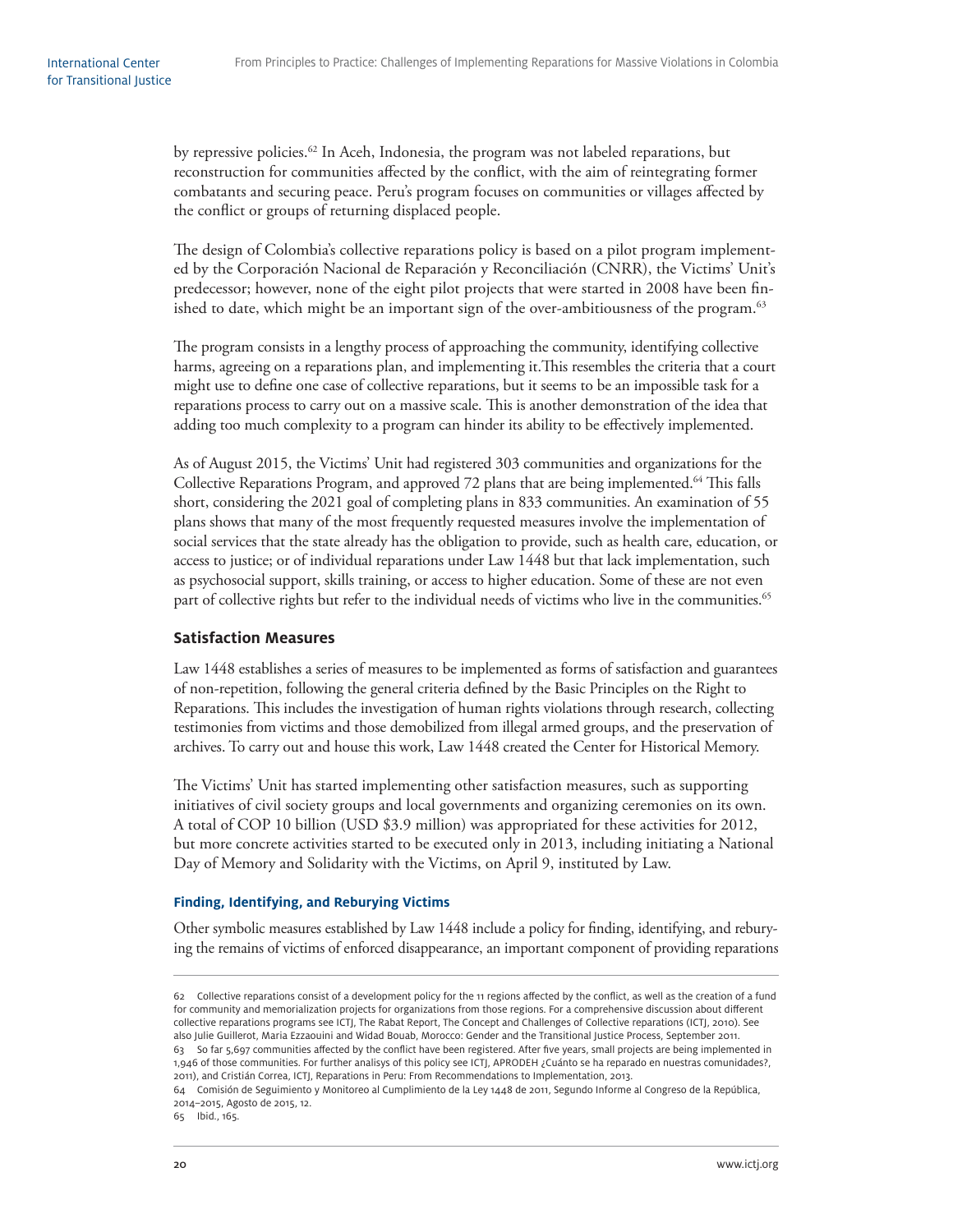by repressive policies.[62] In Aceh, Indonesia, the program was not labeled reparations, but reconstruction for communities affected by the conflict, with the aim of reintegrating former combatants and securing peace. Peru's program focuses on communities or villages affected by the conflict or groups of returning displaced people.

The design of Colombia's collective reparations policy is based on a pilot program implemented by the Corporación Nacional de Reparación y Reconciliación (CNRR), the Victims' Unit's predecessor; however, none of the eight pilot projects that were started in 2008 have been finished to date, which might be an important sign of the over-ambitiousness of the program.[63]

The program consists in a lengthy process of approaching the community, identifying collective harms, agreeing on a reparations plan, and implementing it.This resembles the criteria that a court might use to define one case of collective reparations, but it seems to be an impossible task for a reparations process to carry out on a massive scale. This is another demonstration of the idea that adding too much complexity to a program can hinder its ability to be effectively implemented.

As of August 2015, the Victims' Unit had registered 303 communities and organizations for the Collective Reparations Program, and approved 72 plans that are being implemented.[64] This falls short, considering the 2021 goal of completing plans in 833 communities. An examination of 55 plans shows that many of the most frequently requested measures involve the implementation of social services that the state already has the obligation to provide, such as health care, education, or access to justice; or of individual reparations under Law 1448 but that lack implementation, such as psychosocial support, skills training, or access to higher education. Some of these are not even part of collective rights but refer to the individual needs of victims who live in the communities.[65]

## Satisfaction Measures

Law 1448 establishes a series of measures to be implemented as forms of satisfaction and guarantees of non-repetition, following the general criteria defined by the Basic Principles on the Right to Reparations. This includes the investigation of human rights violations through research, collecting testimonies from victims and those demobilized from illegal armed groups, and the preservation of archives. To carry out and house this work, Law 1448 created the Center for Historical Memory.

The Victims' Unit has started implementing other satisfaction measures, such as supporting initiatives of civil society groups and local governments and organizing ceremonies on its own. A total of COP 10 billion (USD $3.9 million) was appropriated for these activities for 2012, but more concrete activities started to be executed only in 2013, including initiating a National Day of Memory and Solidarity with the Victims, on April 9, instituted by Law.

### Finding, Identifying, and Reburying Victims

Other symbolic measures established by Law 1448 include a policy for finding, identifying, and reburying the remains of victims of enforced disappearance, an important component of providing reparations

---

62 Collective reparations consist of a development policy for the 11 regions affected by the conflict, as well as the creation of a fund for community and memorialization projects for organizations from those regions. For a comprehensive discussion about different collective reparations programs see ICTJ, The Rabat Report, The Concept and Challenges of Collective reparations (ICTJ, 2010). See also Julie Guillerot, Maria Ezzaouini and Widad Bouab, Morocco: Gender and the Transitional Justice Process, September 2011.

63 So far 5,697 communities affected by the conflict have been registered. After five years, small projects are being implemented in 1,946 of those communities. For further analisys of this policy see ICTJ, APRODEH ¿Cuánto se ha reparado en nuestras comunidades?, 2011), and Cristián Correa, ICTJ, Reparations in Peru: From Recommendations to Implementation, 2013.

64 Comisión de Seguimiento y Monitoreo al Cumplimiento de la Ley 1448 de 2011, Segundo Informe al Congreso de la República, 2014–2015, Agosto de 2015, 12.

65 Ibid., 165.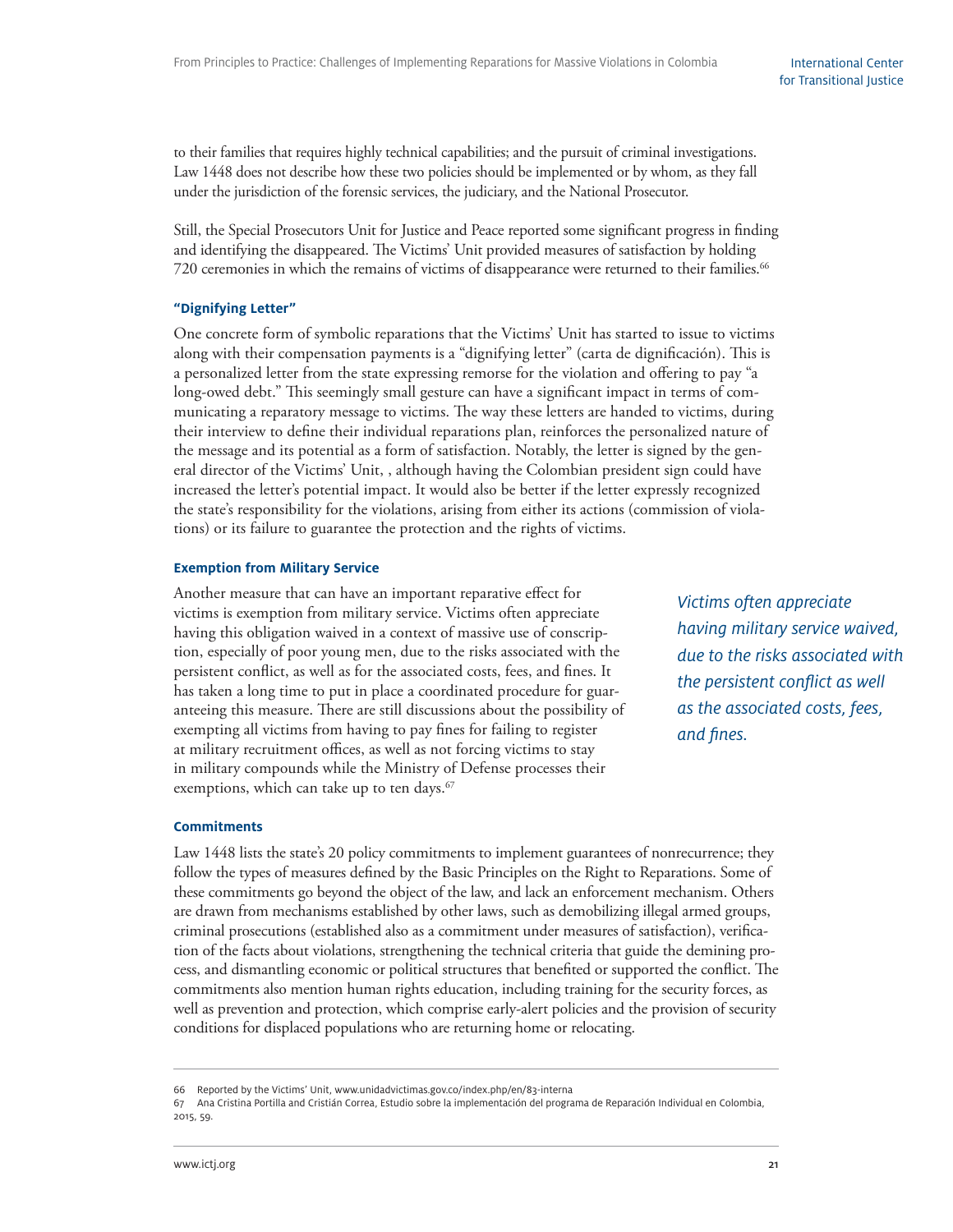to their families that requires highly technical capabilities; and the pursuit of criminal investigations. Law 1448 does not describe how these two policies should be implemented or by whom, as they fall under the jurisdiction of the forensic services, the judiciary, and the National Prosecutor.

Still, the Special Prosecutors Unit for Justice and Peace reported some significant progress in finding and identifying the disappeared. The Victims' Unit provided measures of satisfaction by holding 720 ceremonies in which the remains of victims of disappearance were returned to their families.[66]

### "Dignifying Letter"

One concrete form of symbolic reparations that the Victims' Unit has started to issue to victims along with their compensation payments is a "dignifying letter" (carta de dignificación). This is a personalized letter from the state expressing remorse for the violation and offering to pay "a long-owed debt." This seemingly small gesture can have a significant impact in terms of communicating a reparatory message to victims. The way these letters are handed to victims, during their interview to define their individual reparations plan, reinforces the personalized nature of the message and its potential as a form of satisfaction. Notably, the letter is signed by the general director of the Victims' Unit, , although having the Colombian president sign could have increased the letter's potential impact. It would also be better if the letter expressly recognized the state's responsibility for the violations, arising from either its actions (commission of violations) or its failure to guarantee the protection and the rights of victims.

### Exemption from Military Service

Another measure that can have an important reparative effect for victims is exemption from military service. Victims often appreciate having this obligation waived in a context of massive use of conscription, especially of poor young men, due to the risks associated with the persistent conflict, as well as for the associated costs, fees, and fines. It has taken a long time to put in place a coordinated procedure for guaranteeing this measure. There are still discussions about the possibility of exempting all victims from having to pay fines for failing to register at military recruitment offices, as well as not forcing victims to stay in military compounds while the Ministry of Defense processes their exemptions, which can take up to ten days.[67]

*Victims often appreciate having military service waived, due to the risks associated with the persistent conflict as well as the associated costs, fees, and fines.*

### Commitments

Law 1448 lists the state's 20 policy commitments to implement guarantees of nonrecurrence; they follow the types of measures defined by the Basic Principles on the Right to Reparations. Some of these commitments go beyond the object of the law, and lack an enforcement mechanism. Others are drawn from mechanisms established by other laws, such as demobilizing illegal armed groups, criminal prosecutions (established also as a commitment under measures of satisfaction), verification of the facts about violations, strengthening the technical criteria that guide the demining process, and dismantling economic or political structures that benefited or supported the conflict. The commitments also mention human rights education, including training for the security forces, as well as prevention and protection, which comprise early-alert policies and the provision of security conditions for displaced populations who are returning home or relocating.

---

66 Reported by the Victims' Unit, www.unidadvictimas.gov.co/index.php/en/83-interna

67 Ana Cristina Portilla and Cristián Correa, Estudio sobre la implementación del programa de Reparación Individual en Colombia, 2015, 59.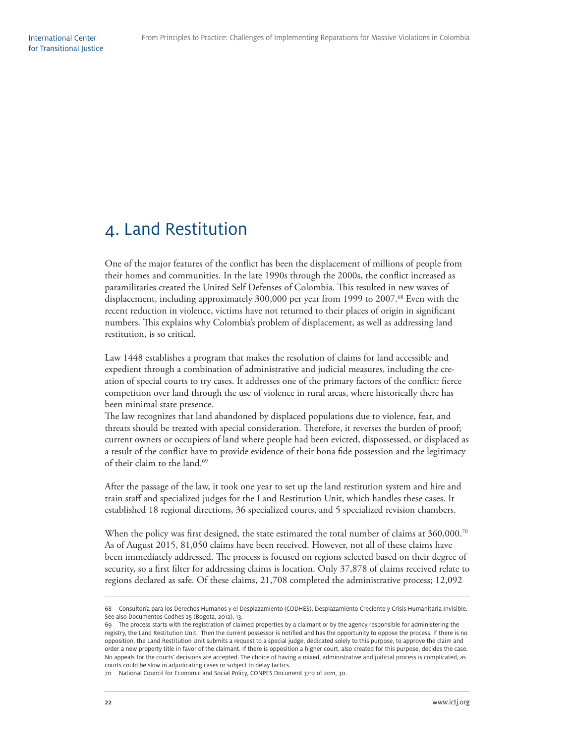# 4. Land Restitution

One of the major features of the conflict has been the displacement of millions of people from their homes and communities. In the late 1990s through the 2000s, the conflict increased as paramilitaries created the United Self Defenses of Colombia. This resulted in new waves of displacement, including approximately 300,000 per year from 1999 to 2007.[68] Even with the recent reduction in violence, victims have not returned to their places of origin in significant numbers. This explains why Colombia's problem of displacement, as well as addressing land restitution, is so critical.

Law 1448 establishes a program that makes the resolution of claims for land accessible and expedient through a combination of administrative and judicial measures, including the creation of special courts to try cases. It addresses one of the primary factors of the conflict: fierce competition over land through the use of violence in rural areas, where historically there has been minimal state presence.

The law recognizes that land abandoned by displaced populations due to violence, fear, and threats should be treated with special consideration. Therefore, it reverses the burden of proof; current owners or occupiers of land where people had been evicted, dispossessed, or displaced as a result of the conflict have to provide evidence of their bona fide possession and the legitimacy of their claim to the land.[69]

After the passage of the law, it took one year to set up the land restitution system and hire and train staff and specialized judges for the Land Restitution Unit, which handles these cases. It established 18 regional directions, 36 specialized courts, and 5 specialized revision chambers.

When the policy was first designed, the state estimated the total number of claims at 360,000.[70] As of August 2015, 81,050 claims have been received. However, not all of these claims have been immediately addressed. The process is focused on regions selected based on their degree of security, so a first filter for addressing claims is location. Only 37,878 of claims received relate to regions declared as safe. Of these claims, 21,708 completed the administrative process; 12,092

---

68 Consultoría para los Derechos Humanos y el Desplazamiento (CODHES), Desplazamiento Creciente y Crisis Humanitaria Invisible. See also Documentos Codhes 25 (Bogota, 2012), 13.

69 The process starts with the registration of claimed properties by a claimant or by the agency responsible for administering the registry, the Land Restitution Unit. Then the current possessor is notified and has the opportunity to oppose the process. If there is no opposition, the Land Restitution Unit submits a request to a special judge, dedicated solely to this purpose, to approve the claim and order a new property title in favor of the claimant. If there is opposition a higher court, also created for this purpose, decides the case. No appeals for the courts' decisions are accepted. The choice of having a mixed, administrative and judicial process is complicated, as courts could be slow in adjudicating cases or subject to delay tactics.

70 National Council for Economic and Social Policy, CONPES Document 3712 of 2011, 30.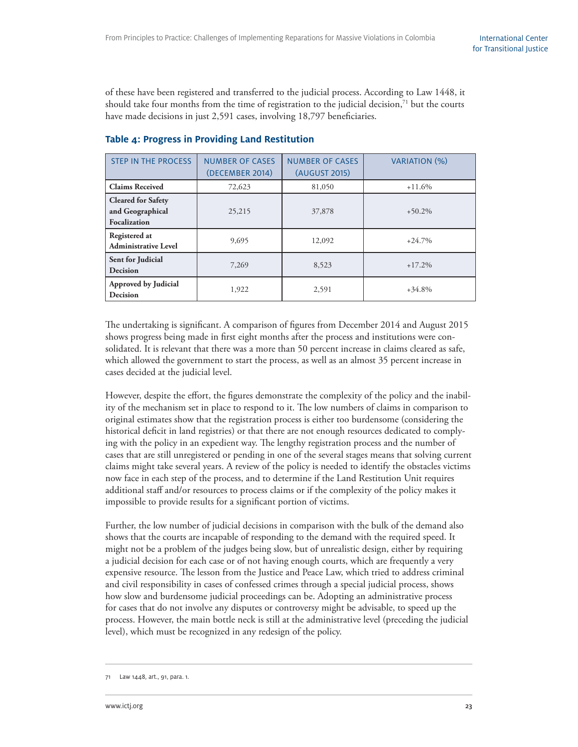of these have been registered and transferred to the judicial process. According to Law 1448, it should take four months from the time of registration to the judicial decision,[71] but the courts have made decisions in just 2,591 cases, involving 18,797 beneficiaries.

### Table 4: Progress in Providing Land Restitution

| STEP IN THE PROCESS | NUMBER OF CASES (DECEMBER 2014) | NUMBER OF CASES (AUGUST 2015) | VARIATION (%) |
|---|---|---|---|
| **Claims Received** | 72,623 | 81,050 | +11.6% |
| **Cleared for Safety and Geographical Focalization** | 25,215 | 37,878 | +50.2% |
| **Registered at Administrative Level** | 9,695 | 12,092 | +24.7% |
| **Sent for Judicial Decision** | 7,269 | 8,523 | +17.2% |
| **Approved by Judicial Decision** | 1,922 | 2,591 | +34.8% |

The undertaking is significant. A comparison of figures from December 2014 and August 2015 shows progress being made in first eight months after the process and institutions were consolidated. It is relevant that there was a more than 50 percent increase in claims cleared as safe, which allowed the government to start the process, as well as an almost 35 percent increase in cases decided at the judicial level.

However, despite the effort, the figures demonstrate the complexity of the policy and the inability of the mechanism set in place to respond to it. The low numbers of claims in comparison to original estimates show that the registration process is either too burdensome (considering the historical deficit in land registries) or that there are not enough resources dedicated to complying with the policy in an expedient way. The lengthy registration process and the number of cases that are still unregistered or pending in one of the several stages means that solving current claims might take several years. A review of the policy is needed to identify the obstacles victims now face in each step of the process, and to determine if the Land Restitution Unit requires additional staff and/or resources to process claims or if the complexity of the policy makes it impossible to provide results for a significant portion of victims.

Further, the low number of judicial decisions in comparison with the bulk of the demand also shows that the courts are incapable of responding to the demand with the required speed. It might not be a problem of the judges being slow, but of unrealistic design, either by requiring a judicial decision for each case or of not having enough courts, which are frequently a very expensive resource. The lesson from the Justice and Peace Law, which tried to address criminal and civil responsibility in cases of confessed crimes through a special judicial process, shows how slow and burdensome judicial proceedings can be. Adopting an administrative process for cases that do not involve any disputes or controversy might be advisable, to speed up the process. However, the main bottle neck is still at the administrative level (preceding the judicial level), which must be recognized in any redesign of the policy.

---

71 Law 1448, art., 91, para. 1.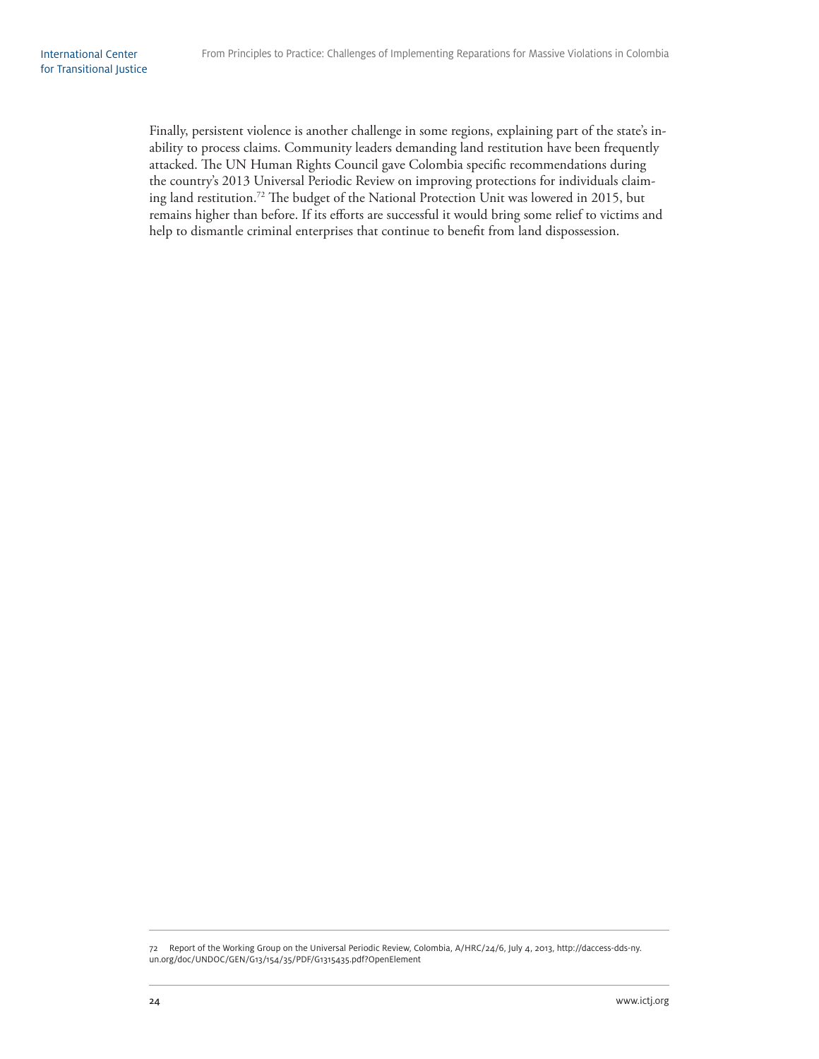Finally, persistent violence is another challenge in some regions, explaining part of the state's inability to process claims. Community leaders demanding land restitution have been frequently attacked. The UN Human Rights Council gave Colombia specific recommendations during the country's 2013 Universal Periodic Review on improving protections for individuals claiming land restitution.[72] The budget of the National Protection Unit was lowered in 2015, but remains higher than before. If its efforts are successful it would bring some relief to victims and help to dismantle criminal enterprises that continue to benefit from land dispossession.

72 Report of the Working Group on the Universal Periodic Review, Colombia, A/HRC/24/6, July 4, 2013, http://daccess-dds-ny.un.org/doc/UNDOC/GEN/G13/154/35/PDF/G1315435.pdf?OpenElement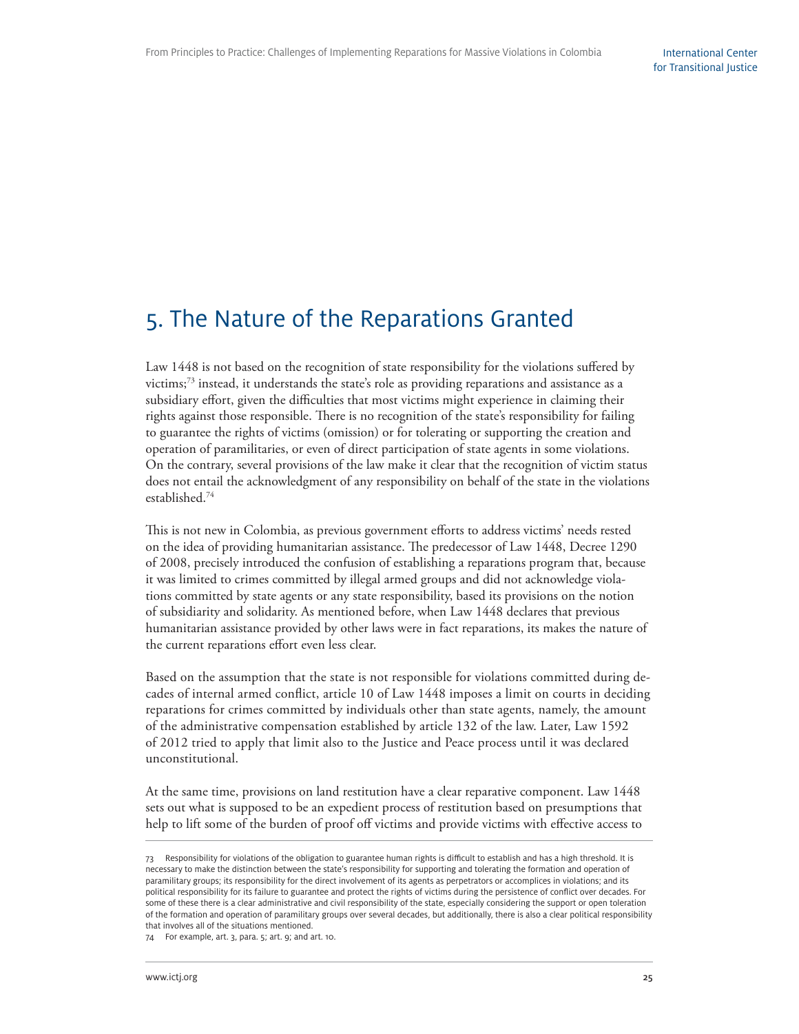## 5. The Nature of the Reparations Granted

Law 1448 is not based on the recognition of state responsibility for the violations suffered by victims;[73] instead, it understands the state's role as providing reparations and assistance as a subsidiary effort, given the difficulties that most victims might experience in claiming their rights against those responsible. There is no recognition of the state's responsibility for failing to guarantee the rights of victims (omission) or for tolerating or supporting the creation and operation of paramilitaries, or even of direct participation of state agents in some violations. On the contrary, several provisions of the law make it clear that the recognition of victim status does not entail the acknowledgment of any responsibility on behalf of the state in the violations established.[74]

This is not new in Colombia, as previous government efforts to address victims' needs rested on the idea of providing humanitarian assistance. The predecessor of Law 1448, Decree 1290 of 2008, precisely introduced the confusion of establishing a reparations program that, because it was limited to crimes committed by illegal armed groups and did not acknowledge violations committed by state agents or any state responsibility, based its provisions on the notion of subsidiarity and solidarity. As mentioned before, when Law 1448 declares that previous humanitarian assistance provided by other laws were in fact reparations, its makes the nature of the current reparations effort even less clear.

Based on the assumption that the state is not responsible for violations committed during decades of internal armed conflict, article 10 of Law 1448 imposes a limit on courts in deciding reparations for crimes committed by individuals other than state agents, namely, the amount of the administrative compensation established by article 132 of the law. Later, Law 1592 of 2012 tried to apply that limit also to the Justice and Peace process until it was declared unconstitutional.

At the same time, provisions on land restitution have a clear reparative component. Law 1448 sets out what is supposed to be an expedient process of restitution based on presumptions that help to lift some of the burden of proof off victims and provide victims with effective access to

---

73 Responsibility for violations of the obligation to guarantee human rights is difficult to establish and has a high threshold. It is necessary to make the distinction between the state's responsibility for supporting and tolerating the formation and operation of paramilitary groups; its responsibility for the direct involvement of its agents as perpetrators or accomplices in violations; and its political responsibility for its failure to guarantee and protect the rights of victims during the persistence of conflict over decades. For some of these there is a clear administrative and civil responsibility of the state, especially considering the support or open toleration of the formation and operation of paramilitary groups over several decades, but additionally, there is also a clear political responsibility that involves all of the situations mentioned.

74 For example, art. 3, para. 5; art. 9; and art. 10.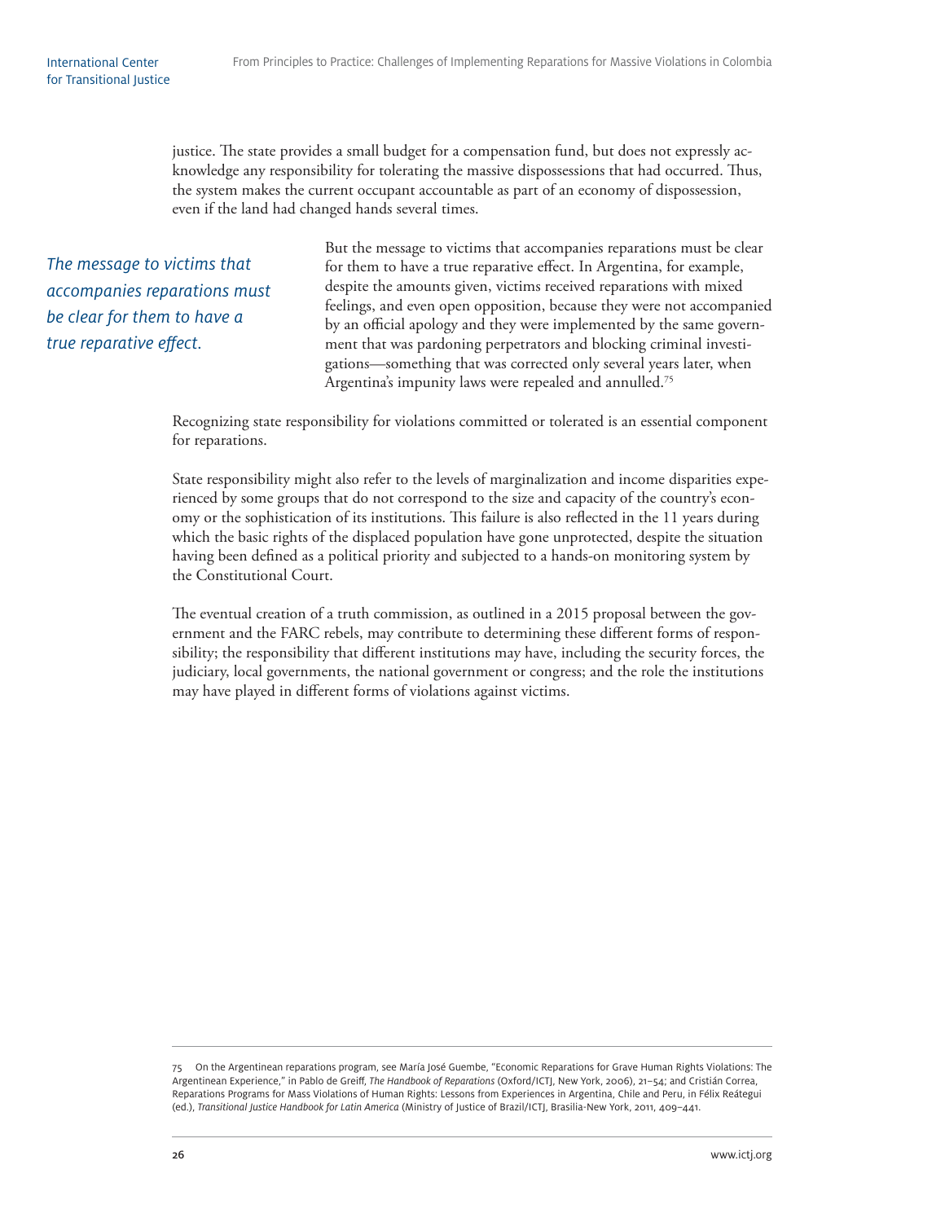justice. The state provides a small budget for a compensation fund, but does not expressly acknowledge any responsibility for tolerating the massive dispossessions that had occurred. Thus, the system makes the current occupant accountable as part of an economy of dispossession, even if the land had changed hands several times.

*The message to victims that accompanies reparations must be clear for them to have a true reparative effect.*

But the message to victims that accompanies reparations must be clear for them to have a true reparative effect. In Argentina, for example, despite the amounts given, victims received reparations with mixed feelings, and even open opposition, because they were not accompanied by an official apology and they were implemented by the same government that was pardoning perpetrators and blocking criminal investigations—something that was corrected only several years later, when Argentina's impunity laws were repealed and annulled.[75]

Recognizing state responsibility for violations committed or tolerated is an essential component for reparations.

State responsibility might also refer to the levels of marginalization and income disparities experienced by some groups that do not correspond to the size and capacity of the country's economy or the sophistication of its institutions. This failure is also reflected in the 11 years during which the basic rights of the displaced population have gone unprotected, despite the situation having been defined as a political priority and subjected to a hands-on monitoring system by the Constitutional Court.

The eventual creation of a truth commission, as outlined in a 2015 proposal between the government and the FARC rebels, may contribute to determining these different forms of responsibility; the responsibility that different institutions may have, including the security forces, the judiciary, local governments, the national government or congress; and the role the institutions may have played in different forms of violations against victims.

---

75 On the Argentinean reparations program, see María José Guembe, "Economic Reparations for Grave Human Rights Violations: The Argentinean Experience," in Pablo de Greiff, *The Handbook of Reparations* (Oxford/ICTJ, New York, 2006), 21–54; and Cristián Correa, Reparations Programs for Mass Violations of Human Rights: Lessons from Experiences in Argentina, Chile and Peru, in Félix Reátegui (ed.), *Transitional Justice Handbook for Latin America* (Ministry of Justice of Brazil/ICTJ, Brasilia-New York, 2011, 409–441.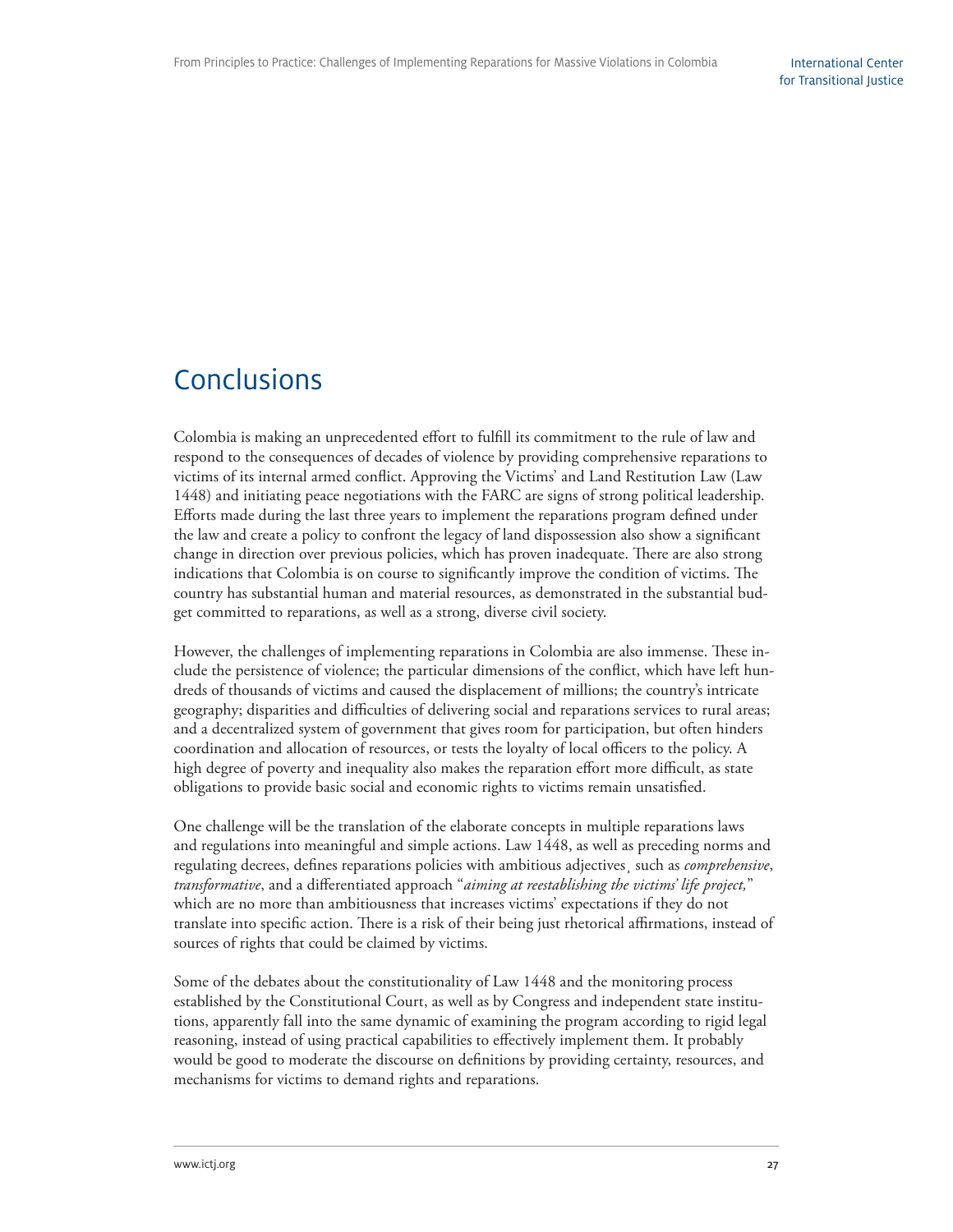# Conclusions

Colombia is making an unprecedented effort to fulfill its commitment to the rule of law and respond to the consequences of decades of violence by providing comprehensive reparations to victims of its internal armed conflict. Approving the Victims' and Land Restitution Law (Law 1448) and initiating peace negotiations with the FARC are signs of strong political leadership. Efforts made during the last three years to implement the reparations program defined under the law and create a policy to confront the legacy of land dispossession also show a significant change in direction over previous policies, which has proven inadequate. There are also strong indications that Colombia is on course to significantly improve the condition of victims. The country has substantial human and material resources, as demonstrated in the substantial budget committed to reparations, as well as a strong, diverse civil society.

However, the challenges of implementing reparations in Colombia are also immense. These include the persistence of violence; the particular dimensions of the conflict, which have left hundreds of thousands of victims and caused the displacement of millions; the country's intricate geography; disparities and difficulties of delivering social and reparations services to rural areas; and a decentralized system of government that gives room for participation, but often hinders coordination and allocation of resources, or tests the loyalty of local officers to the policy. A high degree of poverty and inequality also makes the reparation effort more difficult, as state obligations to provide basic social and economic rights to victims remain unsatisfied.

One challenge will be the translation of the elaborate concepts in multiple reparations laws and regulations into meaningful and simple actions. Law 1448, as well as preceding norms and regulating decrees, defines reparations policies with ambitious adjectives¸ such as *comprehensive*, *transformative*, and a differentiated approach "*aiming at reestablishing the victims' life project,*" which are no more than ambitiousness that increases victims' expectations if they do not translate into specific action. There is a risk of their being just rhetorical affirmations, instead of sources of rights that could be claimed by victims.

Some of the debates about the constitutionality of Law 1448 and the monitoring process established by the Constitutional Court, as well as by Congress and independent state institutions, apparently fall into the same dynamic of examining the program according to rigid legal reasoning, instead of using practical capabilities to effectively implement them. It probably would be good to moderate the discourse on definitions by providing certainty, resources, and mechanisms for victims to demand rights and reparations.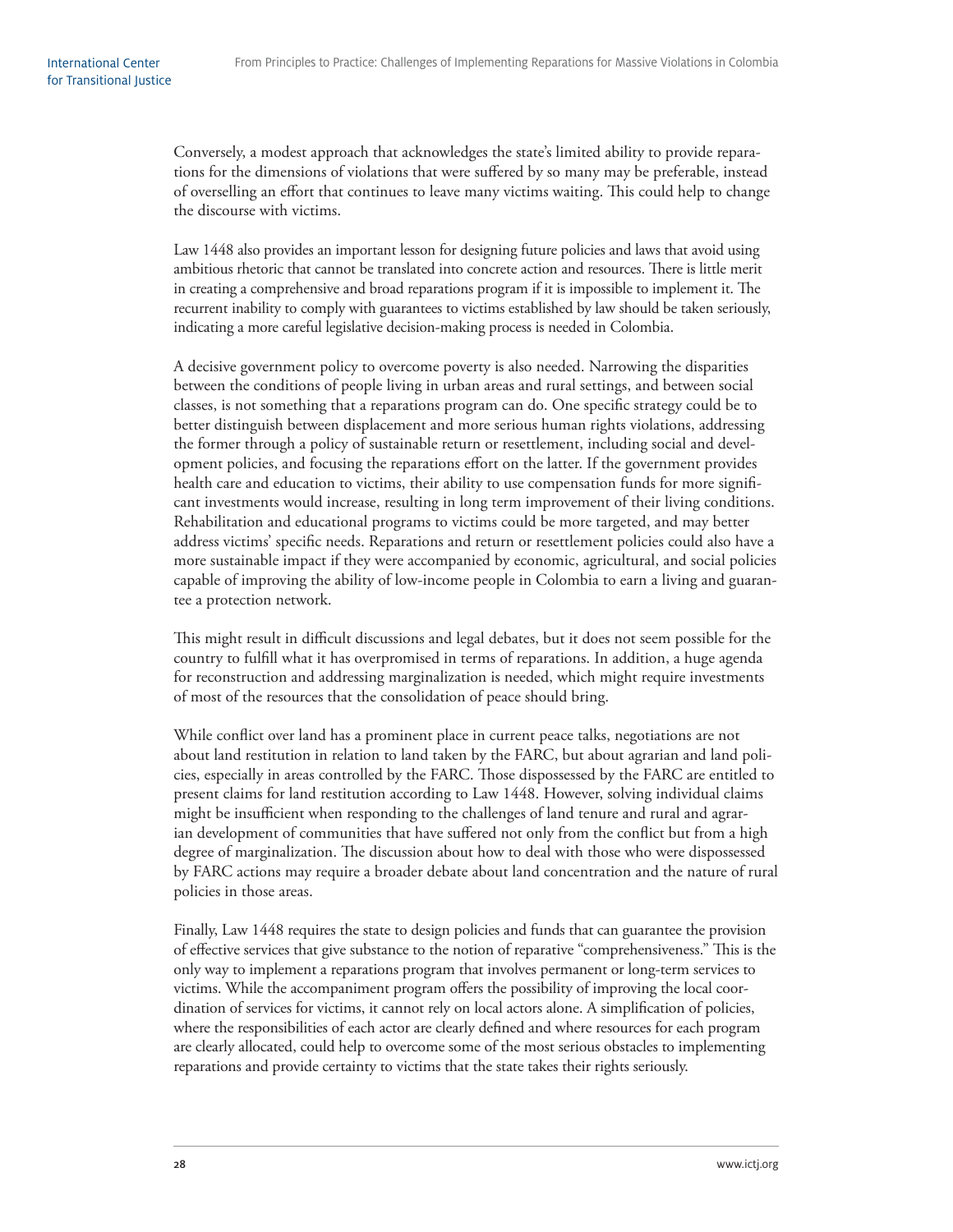Conversely, a modest approach that acknowledges the state's limited ability to provide reparations for the dimensions of violations that were suffered by so many may be preferable, instead of overselling an effort that continues to leave many victims waiting. This could help to change the discourse with victims.

Law 1448 also provides an important lesson for designing future policies and laws that avoid using ambitious rhetoric that cannot be translated into concrete action and resources. There is little merit in creating a comprehensive and broad reparations program if it is impossible to implement it. The recurrent inability to comply with guarantees to victims established by law should be taken seriously, indicating a more careful legislative decision-making process is needed in Colombia.

A decisive government policy to overcome poverty is also needed. Narrowing the disparities between the conditions of people living in urban areas and rural settings, and between social classes, is not something that a reparations program can do. One specific strategy could be to better distinguish between displacement and more serious human rights violations, addressing the former through a policy of sustainable return or resettlement, including social and development policies, and focusing the reparations effort on the latter. If the government provides health care and education to victims, their ability to use compensation funds for more significant investments would increase, resulting in long term improvement of their living conditions. Rehabilitation and educational programs to victims could be more targeted, and may better address victims' specific needs. Reparations and return or resettlement policies could also have a more sustainable impact if they were accompanied by economic, agricultural, and social policies capable of improving the ability of low-income people in Colombia to earn a living and guarantee a protection network.

This might result in difficult discussions and legal debates, but it does not seem possible for the country to fulfill what it has overpromised in terms of reparations. In addition, a huge agenda for reconstruction and addressing marginalization is needed, which might require investments of most of the resources that the consolidation of peace should bring.

While conflict over land has a prominent place in current peace talks, negotiations are not about land restitution in relation to land taken by the FARC, but about agrarian and land policies, especially in areas controlled by the FARC. Those dispossessed by the FARC are entitled to present claims for land restitution according to Law 1448. However, solving individual claims might be insufficient when responding to the challenges of land tenure and rural and agrarian development of communities that have suffered not only from the conflict but from a high degree of marginalization. The discussion about how to deal with those who were dispossessed by FARC actions may require a broader debate about land concentration and the nature of rural policies in those areas.

Finally, Law 1448 requires the state to design policies and funds that can guarantee the provision of effective services that give substance to the notion of reparative "comprehensiveness." This is the only way to implement a reparations program that involves permanent or long-term services to victims. While the accompaniment program offers the possibility of improving the local coordination of services for victims, it cannot rely on local actors alone. A simplification of policies, where the responsibilities of each actor are clearly defined and where resources for each program are clearly allocated, could help to overcome some of the most serious obstacles to implementing reparations and provide certainty to victims that the state takes their rights seriously.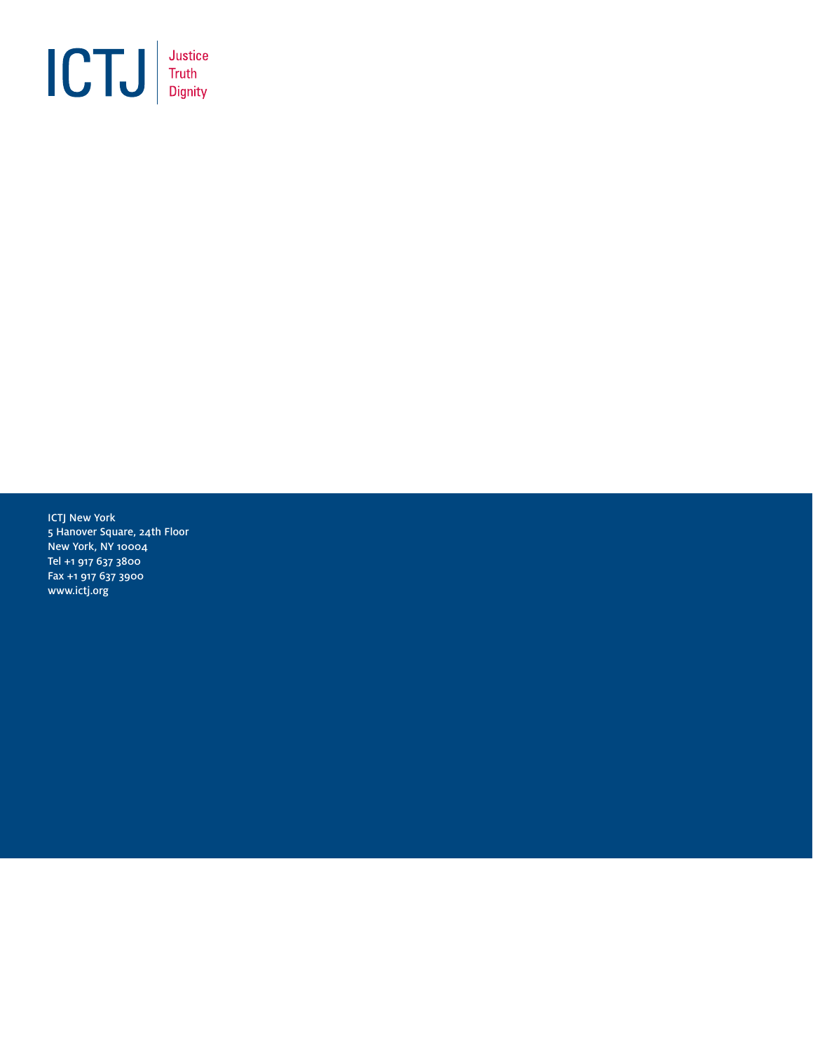ICTJ

Justice
Truth
Dignity

ICTJ New York
5 Hanover Square, 24th Floor
New York, NY 10004
Tel +1 917 637 3800
Fax +1 917 637 3900
www.ictj.org